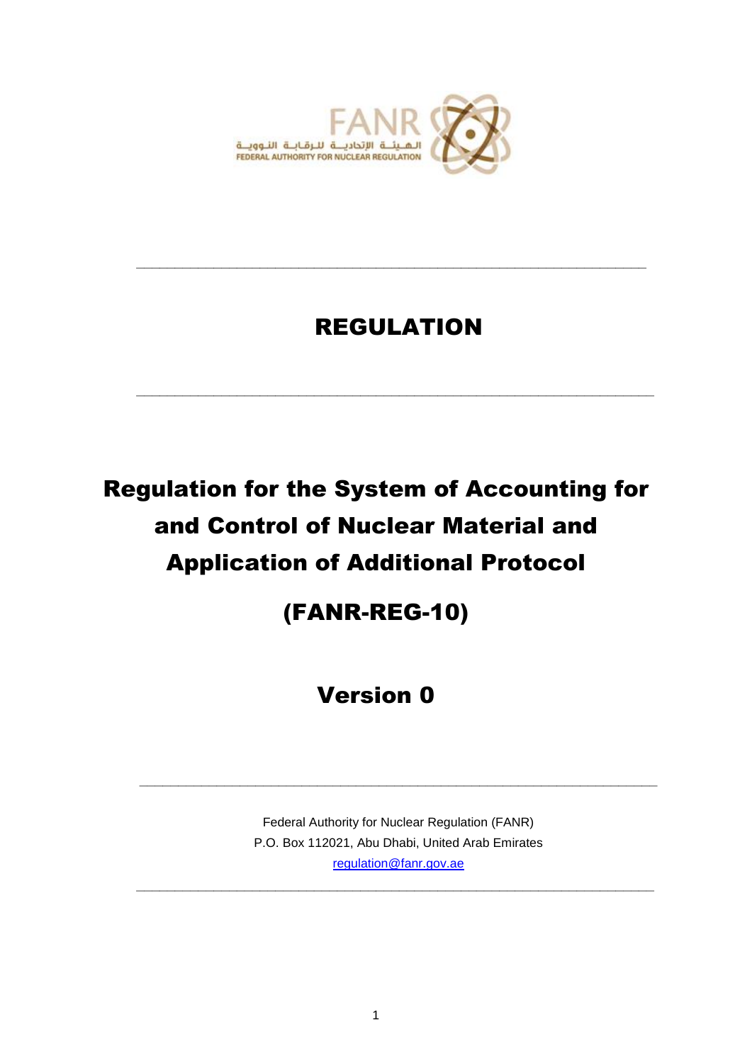الهيئة الاتحادية للرقابة النووية

FANR

FEDERAL AUTHORITY FOR NUCLEAR REGULATION

# REGULATION

# Regulation for the System of Accounting for and Control of Nuclear Material and Application of Additional Protocol

# (FANR-REG-10)

## Version 0

Federal Authority for Nuclear Regulation (FANR)
P.O. Box 112021, Abu Dhabi, United Arab Emirates
regulation@fanr.gov.ae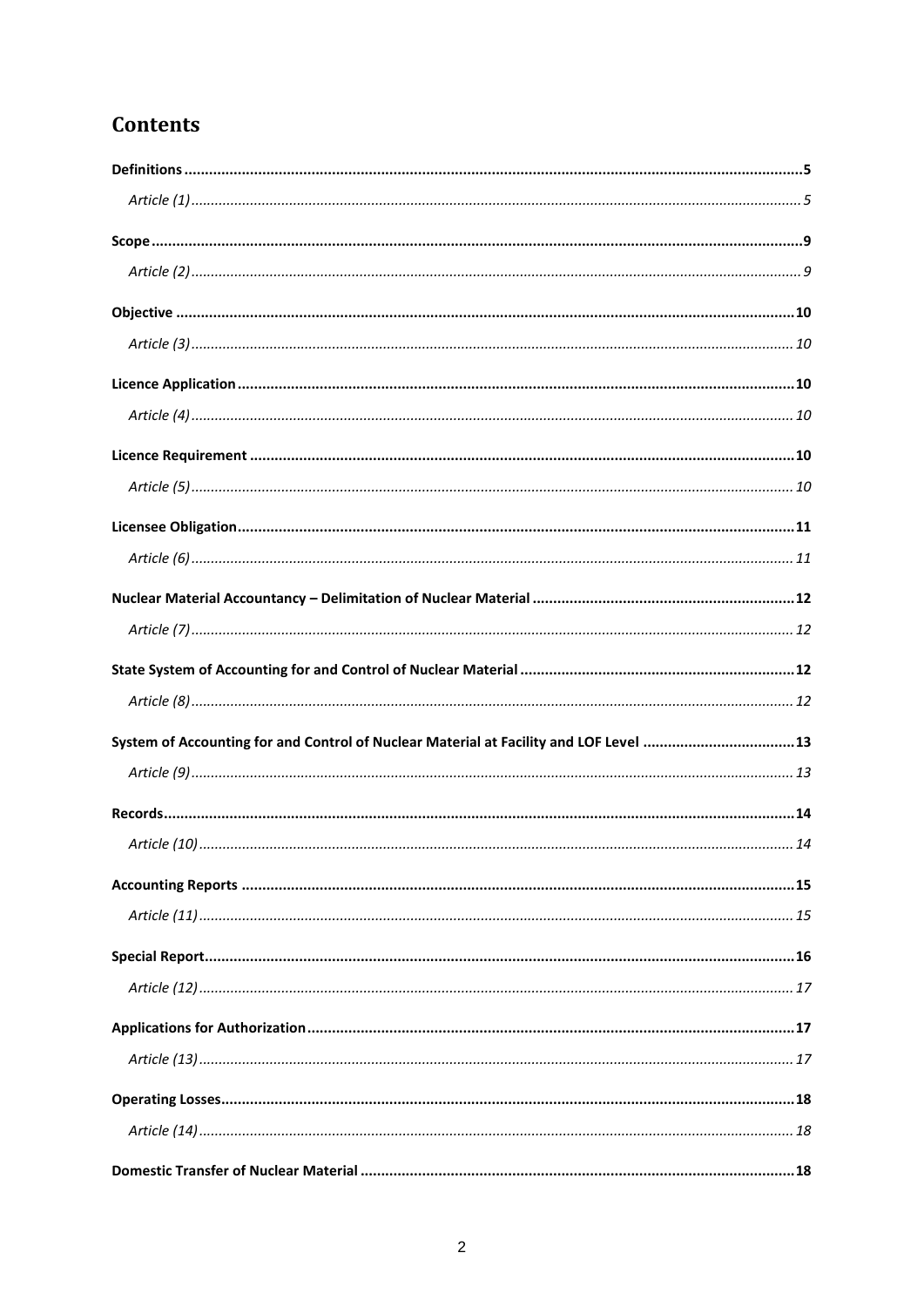## Contents

**Definitions** .......... **5**

*Article (1)* .......... *5*

**Scope** .......... **9**

*Article (2)* .......... *9*

**Objective** .......... **10**

*Article (3)* .......... *10*

**Licence Application** .......... **10**

*Article (4)* .......... *10*

**Licence Requirement** .......... **10**

*Article (5)* .......... *10*

**Licensee Obligation** .......... **11**

*Article (6)* .......... *11*

**Nuclear Material Accountancy – Delimitation of Nuclear Material** .......... **12**

*Article (7)* .......... *12*

**State System of Accounting for and Control of Nuclear Material** .......... **12**

*Article (8)* .......... *12*

**System of Accounting for and Control of Nuclear Material at Facility and LOF Level** .......... **13**

*Article (9)* .......... *13*

**Records** .......... **14**

*Article (10)* .......... *14*

**Accounting Reports** .......... **15**

*Article (11)* .......... *15*

**Special Report** .......... **16**

*Article (12)* .......... *17*

**Applications for Authorization** .......... **17**

*Article (13)* .......... *17*

**Operating Losses** .......... **18**

*Article (14)* .......... *18*

**Domestic Transfer of Nuclear Material** .......... **18**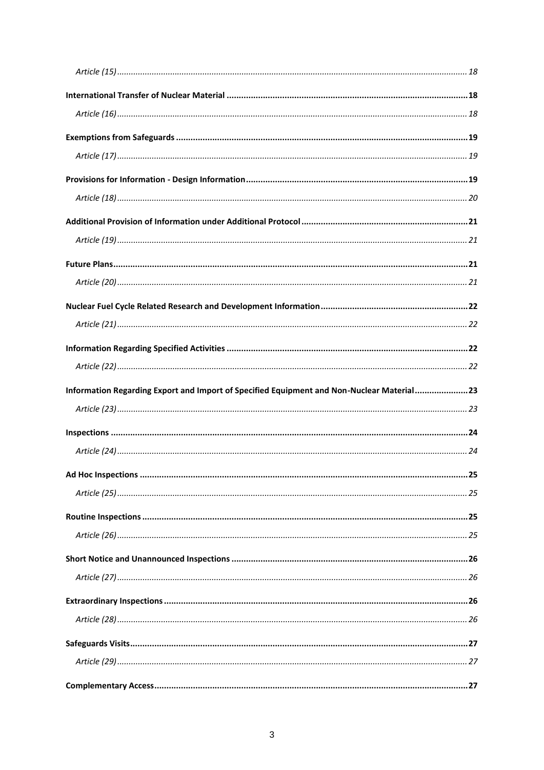*Article (15)* ........ 18

**International Transfer of Nuclear Material** ........ 18

*Article (16)* ........ 18

**Exemptions from Safeguards** ........ 19

*Article (17)* ........ 19

**Provisions for Information - Design Information** ........ 19

*Article (18)* ........ 20

**Additional Provision of Information under Additional Protocol** ........ 21

*Article (19)* ........ 21

**Future Plans** ........ 21

*Article (20)* ........ 21

**Nuclear Fuel Cycle Related Research and Development Information** ........ 22

*Article (21)* ........ 22

**Information Regarding Specified Activities** ........ 22

*Article (22)* ........ 22

**Information Regarding Export and Import of Specified Equipment and Non-Nuclear Material** ........ 23

*Article (23)* ........ 23

**Inspections** ........ 24

*Article (24)* ........ 24

**Ad Hoc Inspections** ........ 25

*Article (25)* ........ 25

**Routine Inspections** ........ 25

*Article (26)* ........ 25

**Short Notice and Unannounced Inspections** ........ 26

*Article (27)* ........ 26

**Extraordinary Inspections** ........ 26

*Article (28)* ........ 26

**Safeguards Visits** ........ 27

*Article (29)* ........ 27

**Complementary Access** ........ 27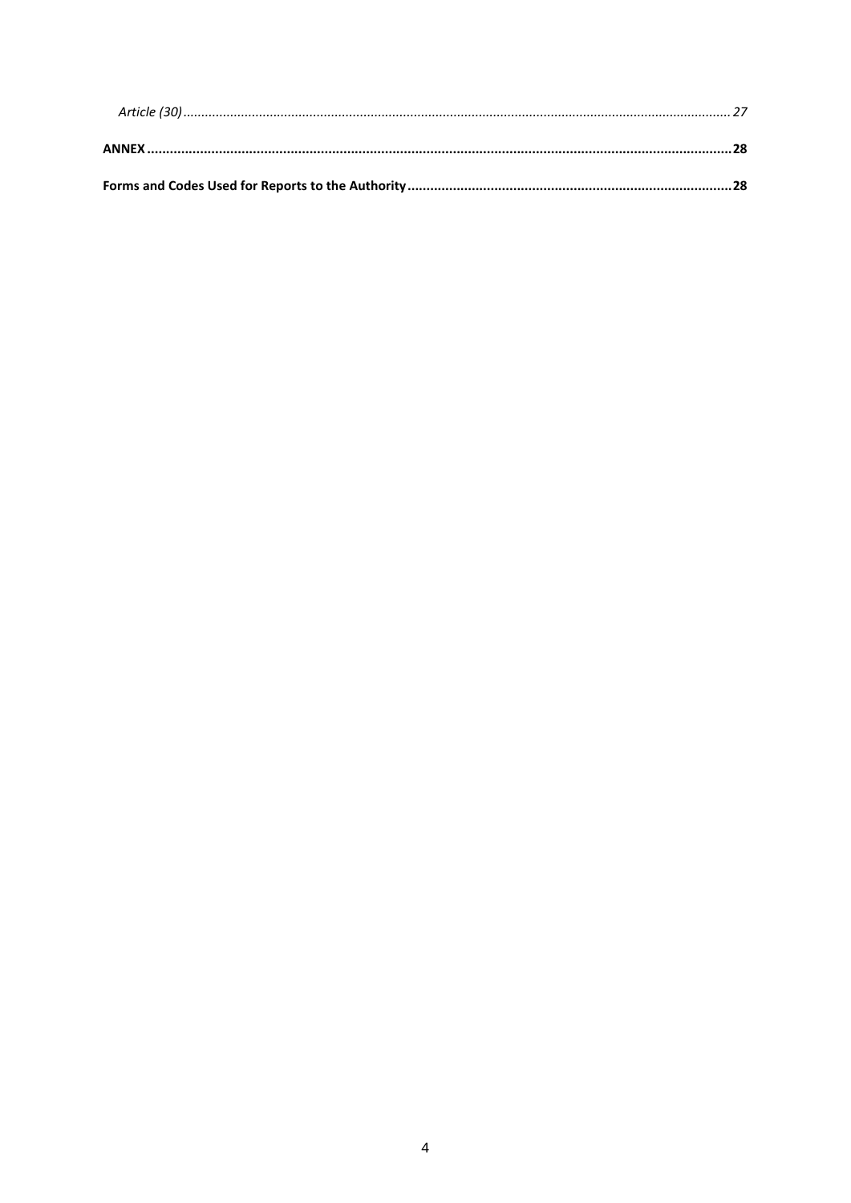*Article (30)* ........................................................................................................................................................ *27*

**ANNEX** ........................................................................................................................................................... **28**

**Forms and Codes Used for Reports to the Authority** ........................................................................................ **28**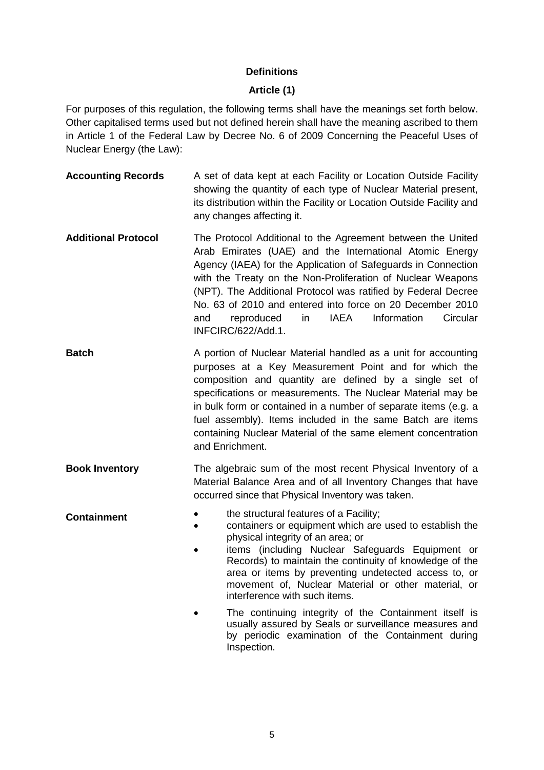**Definitions**

**Article (1)**

For purposes of this regulation, the following terms shall have the meanings set forth below. Other capitalised terms used but not defined herein shall have the meaning ascribed to them in Article 1 of the Federal Law by Decree No. 6 of 2009 Concerning the Peaceful Uses of Nuclear Energy (the Law):

**Accounting Records** — A set of data kept at each Facility or Location Outside Facility showing the quantity of each type of Nuclear Material present, its distribution within the Facility or Location Outside Facility and any changes affecting it.

**Additional Protocol** — The Protocol Additional to the Agreement between the United Arab Emirates (UAE) and the International Atomic Energy Agency (IAEA) for the Application of Safeguards in Connection with the Treaty on the Non-Proliferation of Nuclear Weapons (NPT). The Additional Protocol was ratified by Federal Decree No. 63 of 2010 and entered into force on 20 December 2010 and reproduced in IAEA Information Circular INFCIRC/622/Add.1.

**Batch** — A portion of Nuclear Material handled as a unit for accounting purposes at a Key Measurement Point and for which the composition and quantity are defined by a single set of specifications or measurements. The Nuclear Material may be in bulk form or contained in a number of separate items (e.g. a fuel assembly). Items included in the same Batch are items containing Nuclear Material of the same element concentration and Enrichment.

**Book Inventory** — The algebraic sum of the most recent Physical Inventory of a Material Balance Area and of all Inventory Changes that have occurred since that Physical Inventory was taken.

**Containment**

- the structural features of a Facility;
- containers or equipment which are used to establish the physical integrity of an area; or
- items (including Nuclear Safeguards Equipment or Records) to maintain the continuity of knowledge of the area or items by preventing undetected access to, or movement of, Nuclear Material or other material, or interference with such items.
- The continuing integrity of the Containment itself is usually assured by Seals or surveillance measures and by periodic examination of the Containment during Inspection.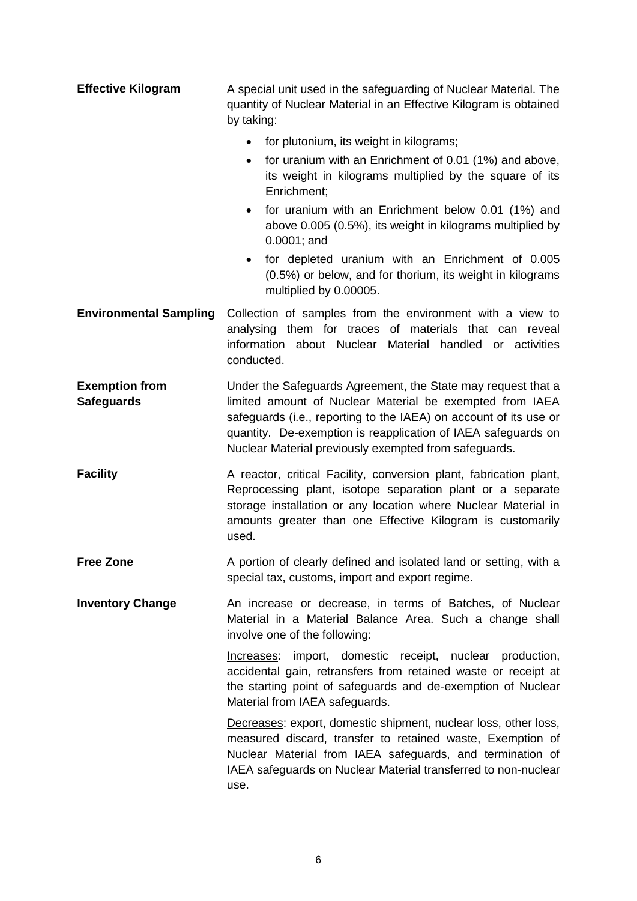**Effective Kilogram**

A special unit used in the safeguarding of Nuclear Material. The quantity of Nuclear Material in an Effective Kilogram is obtained by taking:

- for plutonium, its weight in kilograms;
- for uranium with an Enrichment of 0.01 (1%) and above, its weight in kilograms multiplied by the square of its Enrichment;
- for uranium with an Enrichment below 0.01 (1%) and above 0.005 (0.5%), its weight in kilograms multiplied by 0.0001; and
- for depleted uranium with an Enrichment of 0.005 (0.5%) or below, and for thorium, its weight in kilograms multiplied by 0.00005.

**Environmental Sampling**

Collection of samples from the environment with a view to analysing them for traces of materials that can reveal information about Nuclear Material handled or activities conducted.

**Exemption from Safeguards**

Under the Safeguards Agreement, the State may request that a limited amount of Nuclear Material be exempted from IAEA safeguards (i.e., reporting to the IAEA) on account of its use or quantity. De-exemption is reapplication of IAEA safeguards on Nuclear Material previously exempted from safeguards.

**Facility**

A reactor, critical Facility, conversion plant, fabrication plant, Reprocessing plant, isotope separation plant or a separate storage installation or any location where Nuclear Material in amounts greater than one Effective Kilogram is customarily used.

**Free Zone**

A portion of clearly defined and isolated land or setting, with a special tax, customs, import and export regime.

**Inventory Change**

An increase or decrease, in terms of Batches, of Nuclear Material in a Material Balance Area. Such a change shall involve one of the following:

Increases: import, domestic receipt, nuclear production, accidental gain, retransfers from retained waste or receipt at the starting point of safeguards and de-exemption of Nuclear Material from IAEA safeguards.

Decreases: export, domestic shipment, nuclear loss, other loss, measured discard, transfer to retained waste, Exemption of Nuclear Material from IAEA safeguards, and termination of IAEA safeguards on Nuclear Material transferred to non-nuclear use.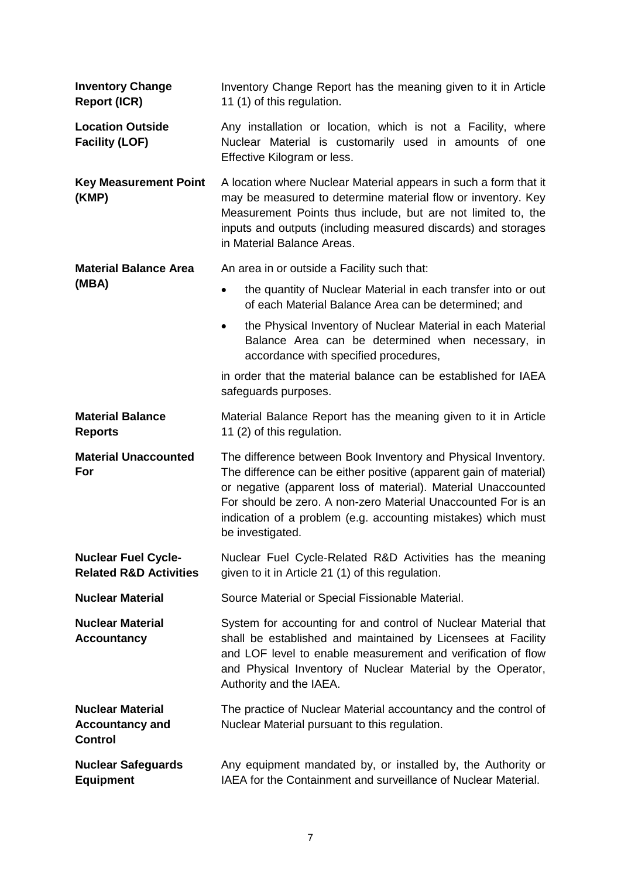| | |
|---|---|
| **Inventory Change Report (ICR)** | Inventory Change Report has the meaning given to it in Article 11 (1) of this regulation. |
| **Location Outside Facility (LOF)** | Any installation or location, which is not a Facility, where Nuclear Material is customarily used in amounts of one Effective Kilogram or less. |
| **Key Measurement Point (KMP)** | A location where Nuclear Material appears in such a form that it may be measured to determine material flow or inventory. Key Measurement Points thus include, but are not limited to, the inputs and outputs (including measured discards) and storages in Material Balance Areas. |
| **Material Balance Area (MBA)** | An area in or outside a Facility such that:<br>• the quantity of Nuclear Material in each transfer into or out of each Material Balance Area can be determined; and<br>• the Physical Inventory of Nuclear Material in each Material Balance Area can be determined when necessary, in accordance with specified procedures,<br><br>in order that the material balance can be established for IAEA safeguards purposes. |
| **Material Balance Reports** | Material Balance Report has the meaning given to it in Article 11 (2) of this regulation. |
| **Material Unaccounted For** | The difference between Book Inventory and Physical Inventory. The difference can be either positive (apparent gain of material) or negative (apparent loss of material). Material Unaccounted For should be zero. A non-zero Material Unaccounted For is an indication of a problem (e.g. accounting mistakes) which must be investigated. |
| **Nuclear Fuel Cycle-Related R&D Activities** | Nuclear Fuel Cycle-Related R&D Activities has the meaning given to it in Article 21 (1) of this regulation. |
| **Nuclear Material** | Source Material or Special Fissionable Material. |
| **Nuclear Material Accountancy** | System for accounting for and control of Nuclear Material that shall be established and maintained by Licensees at Facility and LOF level to enable measurement and verification of flow and Physical Inventory of Nuclear Material by the Operator, Authority and the IAEA. |
| **Nuclear Material Accountancy and Control** | The practice of Nuclear Material accountancy and the control of Nuclear Material pursuant to this regulation. |
| **Nuclear Safeguards Equipment** | Any equipment mandated by, or installed by, the Authority or IAEA for the Containment and surveillance of Nuclear Material. |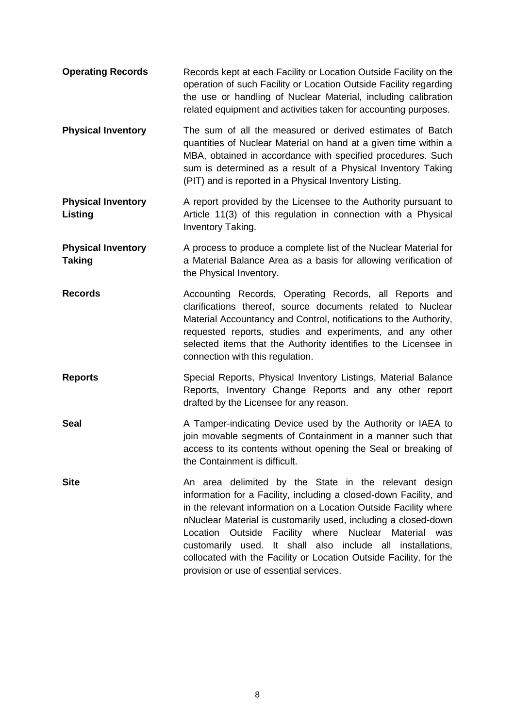**Operating Records** Records kept at each Facility or Location Outside Facility on the operation of such Facility or Location Outside Facility regarding the use or handling of Nuclear Material, including calibration related equipment and activities taken for accounting purposes.

**Physical Inventory** The sum of all the measured or derived estimates of Batch quantities of Nuclear Material on hand at a given time within a MBA, obtained in accordance with specified procedures. Such sum is determined as a result of a Physical Inventory Taking (PIT) and is reported in a Physical Inventory Listing.

**Physical Inventory Listing** A report provided by the Licensee to the Authority pursuant to Article 11(3) of this regulation in connection with a Physical Inventory Taking.

**Physical Inventory Taking** A process to produce a complete list of the Nuclear Material for a Material Balance Area as a basis for allowing verification of the Physical Inventory.

**Records** Accounting Records, Operating Records, all Reports and clarifications thereof, source documents related to Nuclear Material Accountancy and Control, notifications to the Authority, requested reports, studies and experiments, and any other selected items that the Authority identifies to the Licensee in connection with this regulation.

**Reports** Special Reports, Physical Inventory Listings, Material Balance Reports, Inventory Change Reports and any other report drafted by the Licensee for any reason.

**Seal** A Tamper-indicating Device used by the Authority or IAEA to join movable segments of Containment in a manner such that access to its contents without opening the Seal or breaking of the Containment is difficult.

**Site** An area delimited by the State in the relevant design information for a Facility, including a closed-down Facility, and in the relevant information on a Location Outside Facility where nNuclear Material is customarily used, including a closed-down Location Outside Facility where Nuclear Material was customarily used. It shall also include all installations, collocated with the Facility or Location Outside Facility, for the provision or use of essential services.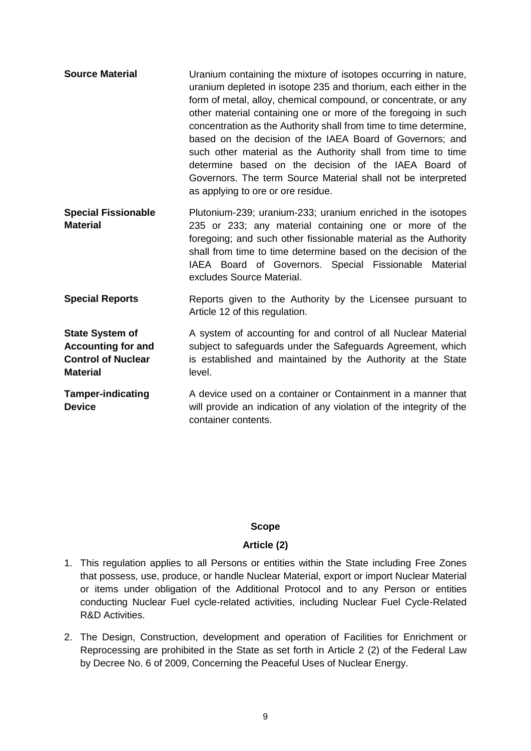| | |
|---|---|
| **Source Material** | Uranium containing the mixture of isotopes occurring in nature, uranium depleted in isotope 235 and thorium, each either in the form of metal, alloy, chemical compound, or concentrate, or any other material containing one or more of the foregoing in such concentration as the Authority shall from time to time determine, based on the decision of the IAEA Board of Governors; and such other material as the Authority shall from time to time determine based on the decision of the IAEA Board of Governors. The term Source Material shall not be interpreted as applying to ore or ore residue. |
| **Special Fissionable Material** | Plutonium-239; uranium-233; uranium enriched in the isotopes 235 or 233; any material containing one or more of the foregoing; and such other fissionable material as the Authority shall from time to time determine based on the decision of the IAEA Board of Governors. Special Fissionable Material excludes Source Material. |
| **Special Reports** | Reports given to the Authority by the Licensee pursuant to Article 12 of this regulation. |
| **State System of Accounting for and Control of Nuclear Material** | A system of accounting for and control of all Nuclear Material subject to safeguards under the Safeguards Agreement, which is established and maintained by the Authority at the State level. |
| **Tamper-indicating Device** | A device used on a container or Containment in a manner that will provide an indication of any violation of the integrity of the container contents. |

**Scope**

**Article (2)**

1. This regulation applies to all Persons or entities within the State including Free Zones that possess, use, produce, or handle Nuclear Material, export or import Nuclear Material or items under obligation of the Additional Protocol and to any Person or entities conducting Nuclear Fuel cycle-related activities, including Nuclear Fuel Cycle-Related R&D Activities.

2. The Design, Construction, development and operation of Facilities for Enrichment or Reprocessing are prohibited in the State as set forth in Article 2 (2) of the Federal Law by Decree No. 6 of 2009, Concerning the Peaceful Uses of Nuclear Energy.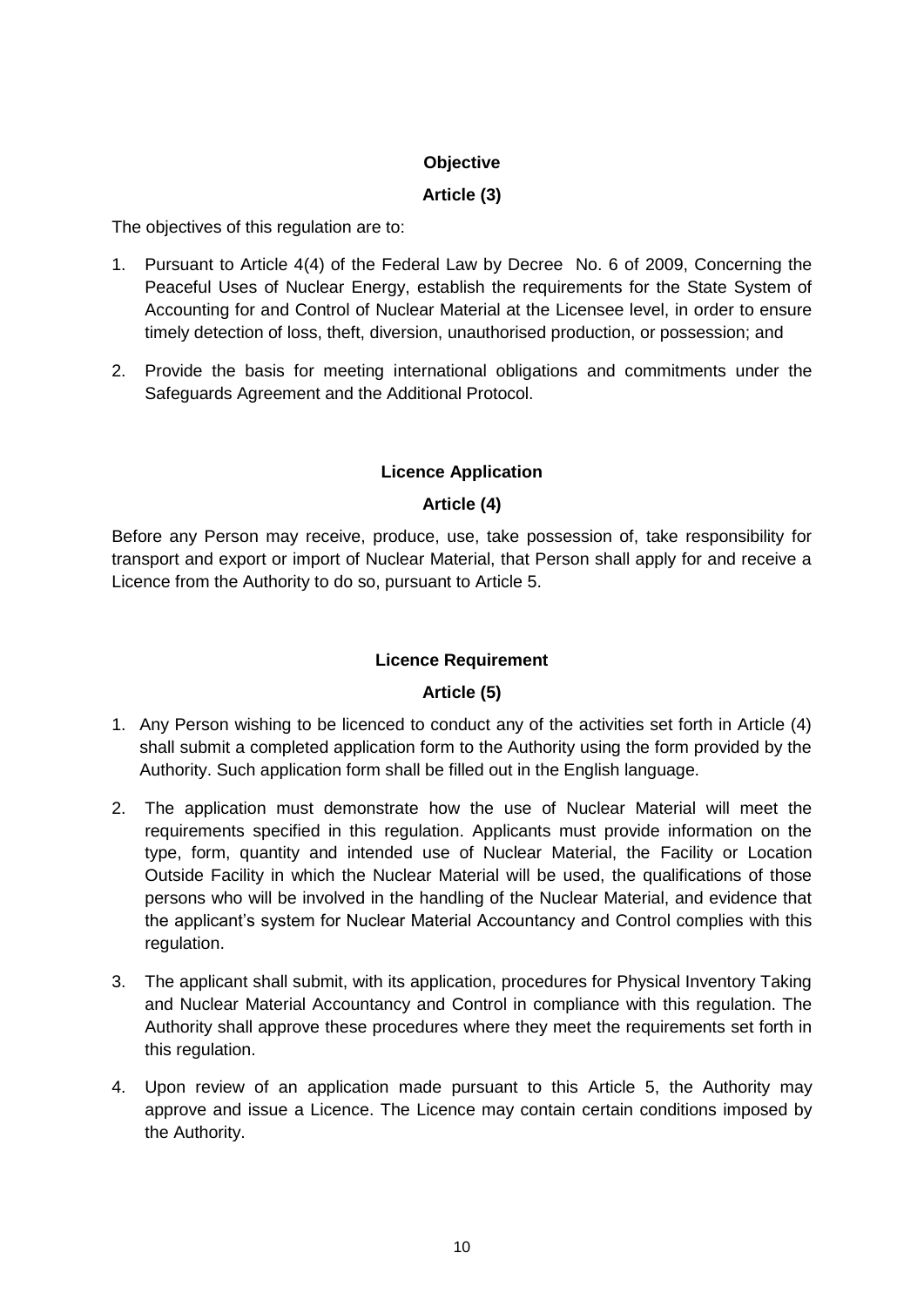## Objective

### Article (3)

The objectives of this regulation are to:

1. Pursuant to Article 4(4) of the Federal Law by Decree No. 6 of 2009, Concerning the Peaceful Uses of Nuclear Energy, establish the requirements for the State System of Accounting for and Control of Nuclear Material at the Licensee level, in order to ensure timely detection of loss, theft, diversion, unauthorised production, or possession; and
2. Provide the basis for meeting international obligations and commitments under the Safeguards Agreement and the Additional Protocol.

## Licence Application

### Article (4)

Before any Person may receive, produce, use, take possession of, take responsibility for transport and export or import of Nuclear Material, that Person shall apply for and receive a Licence from the Authority to do so, pursuant to Article 5.

## Licence Requirement

### Article (5)

1. Any Person wishing to be licenced to conduct any of the activities set forth in Article (4) shall submit a completed application form to the Authority using the form provided by the Authority. Such application form shall be filled out in the English language.
2. The application must demonstrate how the use of Nuclear Material will meet the requirements specified in this regulation. Applicants must provide information on the type, form, quantity and intended use of Nuclear Material, the Facility or Location Outside Facility in which the Nuclear Material will be used, the qualifications of those persons who will be involved in the handling of the Nuclear Material, and evidence that the applicant's system for Nuclear Material Accountancy and Control complies with this regulation.
3. The applicant shall submit, with its application, procedures for Physical Inventory Taking and Nuclear Material Accountancy and Control in compliance with this regulation. The Authority shall approve these procedures where they meet the requirements set forth in this regulation.
4. Upon review of an application made pursuant to this Article 5, the Authority may approve and issue a Licence. The Licence may contain certain conditions imposed by the Authority.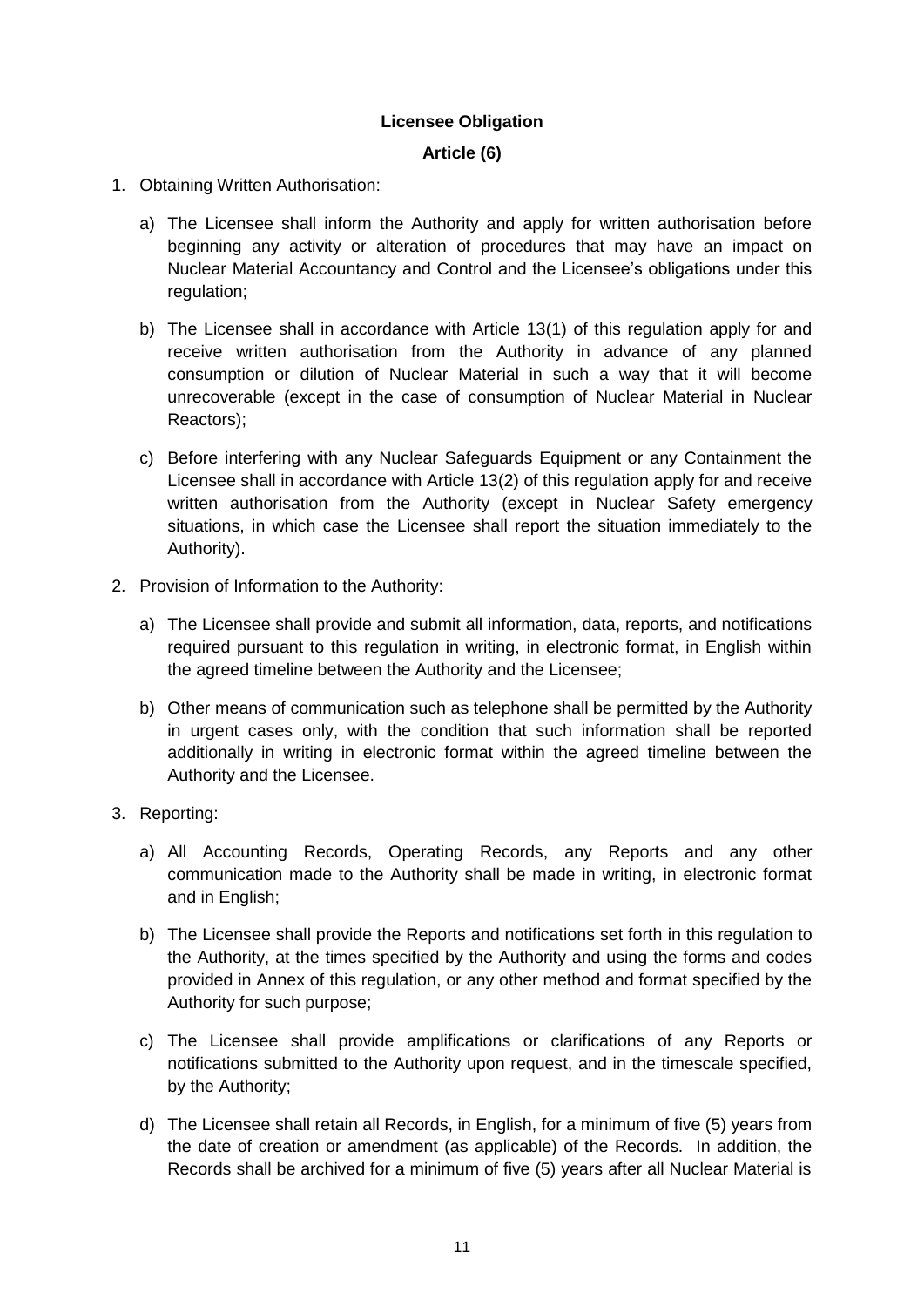**Licensee Obligation**

**Article (6)**

1. Obtaining Written Authorisation:

    a) The Licensee shall inform the Authority and apply for written authorisation before beginning any activity or alteration of procedures that may have an impact on Nuclear Material Accountancy and Control and the Licensee's obligations under this regulation;

    b) The Licensee shall in accordance with Article 13(1) of this regulation apply for and receive written authorisation from the Authority in advance of any planned consumption or dilution of Nuclear Material in such a way that it will become unrecoverable (except in the case of consumption of Nuclear Material in Nuclear Reactors);

    c) Before interfering with any Nuclear Safeguards Equipment or any Containment the Licensee shall in accordance with Article 13(2) of this regulation apply for and receive written authorisation from the Authority (except in Nuclear Safety emergency situations, in which case the Licensee shall report the situation immediately to the Authority).

2. Provision of Information to the Authority:

    a) The Licensee shall provide and submit all information, data, reports, and notifications required pursuant to this regulation in writing, in electronic format, in English within the agreed timeline between the Authority and the Licensee;

    b) Other means of communication such as telephone shall be permitted by the Authority in urgent cases only, with the condition that such information shall be reported additionally in writing in electronic format within the agreed timeline between the Authority and the Licensee.

3. Reporting:

    a) All Accounting Records, Operating Records, any Reports and any other communication made to the Authority shall be made in writing, in electronic format and in English;

    b) The Licensee shall provide the Reports and notifications set forth in this regulation to the Authority, at the times specified by the Authority and using the forms and codes provided in Annex of this regulation, or any other method and format specified by the Authority for such purpose;

    c) The Licensee shall provide amplifications or clarifications of any Reports or notifications submitted to the Authority upon request, and in the timescale specified, by the Authority;

    d) The Licensee shall retain all Records, in English, for a minimum of five (5) years from the date of creation or amendment (as applicable) of the Records. In addition, the Records shall be archived for a minimum of five (5) years after all Nuclear Material is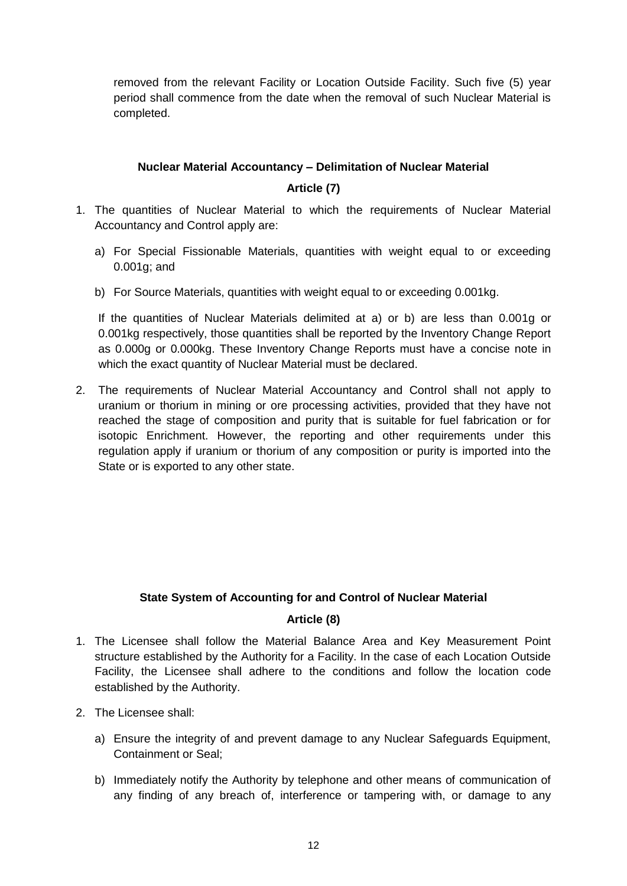removed from the relevant Facility or Location Outside Facility. Such five (5) year period shall commence from the date when the removal of such Nuclear Material is completed.

**Nuclear Material Accountancy – Delimitation of Nuclear Material**

**Article (7)**

1. The quantities of Nuclear Material to which the requirements of Nuclear Material Accountancy and Control apply are:

   a) For Special Fissionable Materials, quantities with weight equal to or exceeding 0.001g; and

   b) For Source Materials, quantities with weight equal to or exceeding 0.001kg.

   If the quantities of Nuclear Materials delimited at a) or b) are less than 0.001g or 0.001kg respectively, those quantities shall be reported by the Inventory Change Report as 0.000g or 0.000kg. These Inventory Change Reports must have a concise note in which the exact quantity of Nuclear Material must be declared.

2. The requirements of Nuclear Material Accountancy and Control shall not apply to uranium or thorium in mining or ore processing activities, provided that they have not reached the stage of composition and purity that is suitable for fuel fabrication or for isotopic Enrichment. However, the reporting and other requirements under this regulation apply if uranium or thorium of any composition or purity is imported into the State or is exported to any other state.

**State System of Accounting for and Control of Nuclear Material**

**Article (8)**

1. The Licensee shall follow the Material Balance Area and Key Measurement Point structure established by the Authority for a Facility. In the case of each Location Outside Facility, the Licensee shall adhere to the conditions and follow the location code established by the Authority.

2. The Licensee shall:

   a) Ensure the integrity of and prevent damage to any Nuclear Safeguards Equipment, Containment or Seal;

   b) Immediately notify the Authority by telephone and other means of communication of any finding of any breach of, interference or tampering with, or damage to any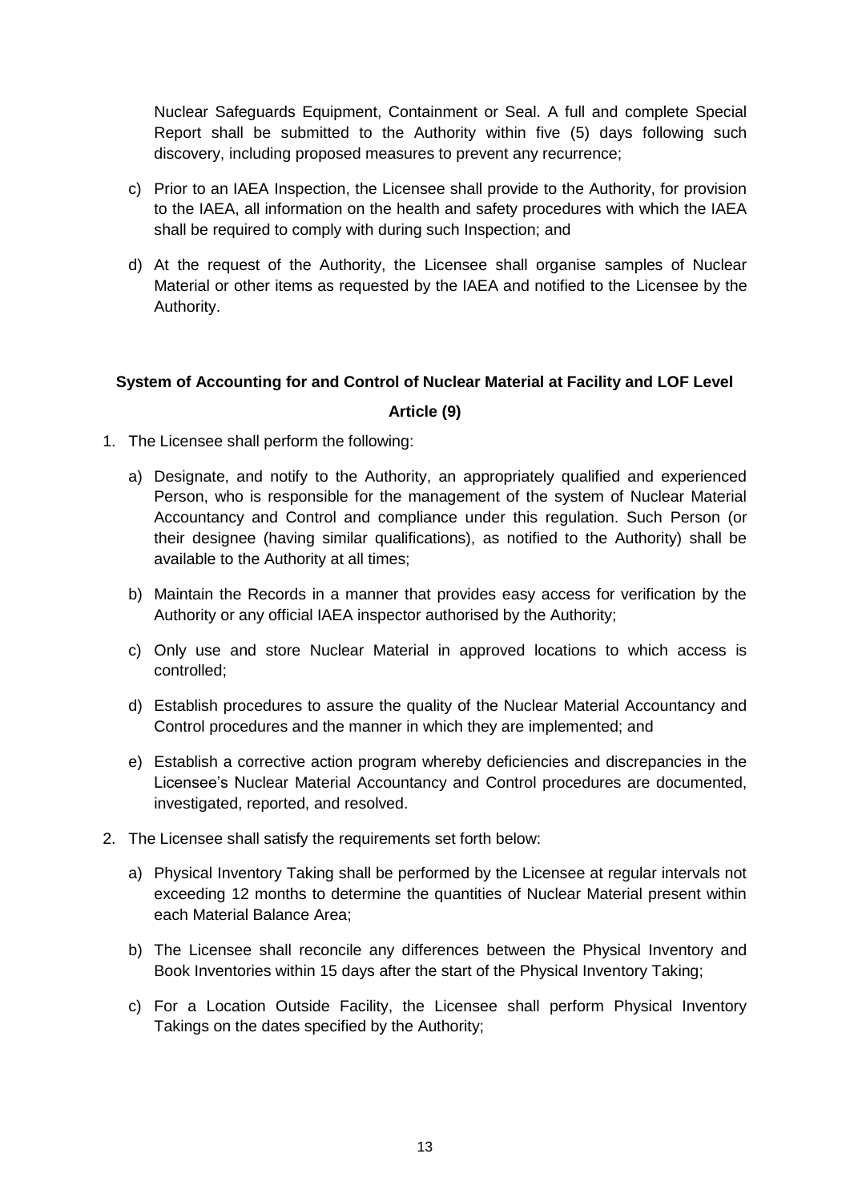Nuclear Safeguards Equipment, Containment or Seal. A full and complete Special Report shall be submitted to the Authority within five (5) days following such discovery, including proposed measures to prevent any recurrence;

c) Prior to an IAEA Inspection, the Licensee shall provide to the Authority, for provision to the IAEA, all information on the health and safety procedures with which the IAEA shall be required to comply with during such Inspection; and

d) At the request of the Authority, the Licensee shall organise samples of Nuclear Material or other items as requested by the IAEA and notified to the Licensee by the Authority.

**System of Accounting for and Control of Nuclear Material at Facility and LOF Level**

**Article (9)**

1. The Licensee shall perform the following:

   a) Designate, and notify to the Authority, an appropriately qualified and experienced Person, who is responsible for the management of the system of Nuclear Material Accountancy and Control and compliance under this regulation. Such Person (or their designee (having similar qualifications), as notified to the Authority) shall be available to the Authority at all times;

   b) Maintain the Records in a manner that provides easy access for verification by the Authority or any official IAEA inspector authorised by the Authority;

   c) Only use and store Nuclear Material in approved locations to which access is controlled;

   d) Establish procedures to assure the quality of the Nuclear Material Accountancy and Control procedures and the manner in which they are implemented; and

   e) Establish a corrective action program whereby deficiencies and discrepancies in the Licensee's Nuclear Material Accountancy and Control procedures are documented, investigated, reported, and resolved.

2. The Licensee shall satisfy the requirements set forth below:

   a) Physical Inventory Taking shall be performed by the Licensee at regular intervals not exceeding 12 months to determine the quantities of Nuclear Material present within each Material Balance Area;

   b) The Licensee shall reconcile any differences between the Physical Inventory and Book Inventories within 15 days after the start of the Physical Inventory Taking;

   c) For a Location Outside Facility, the Licensee shall perform Physical Inventory Takings on the dates specified by the Authority;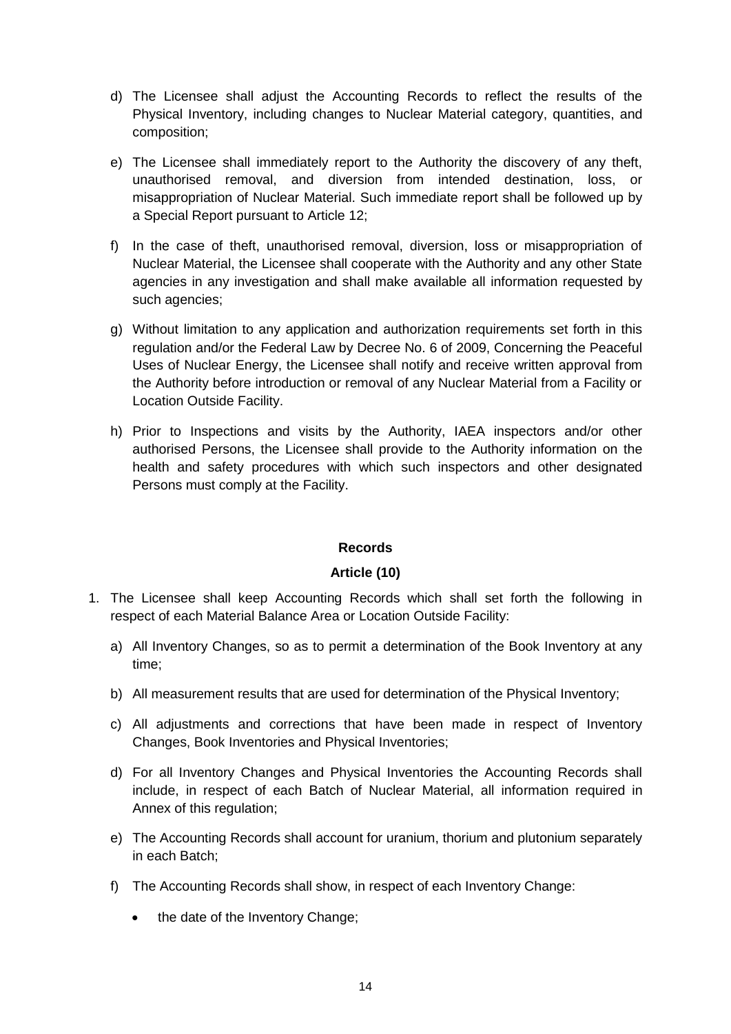d) The Licensee shall adjust the Accounting Records to reflect the results of the Physical Inventory, including changes to Nuclear Material category, quantities, and composition;

e) The Licensee shall immediately report to the Authority the discovery of any theft, unauthorised removal, and diversion from intended destination, loss, or misappropriation of Nuclear Material. Such immediate report shall be followed up by a Special Report pursuant to Article 12;

f) In the case of theft, unauthorised removal, diversion, loss or misappropriation of Nuclear Material, the Licensee shall cooperate with the Authority and any other State agencies in any investigation and shall make available all information requested by such agencies;

g) Without limitation to any application and authorization requirements set forth in this regulation and/or the Federal Law by Decree No. 6 of 2009, Concerning the Peaceful Uses of Nuclear Energy, the Licensee shall notify and receive written approval from the Authority before introduction or removal of any Nuclear Material from a Facility or Location Outside Facility.

h) Prior to Inspections and visits by the Authority, IAEA inspectors and/or other authorised Persons, the Licensee shall provide to the Authority information on the health and safety procedures with which such inspectors and other designated Persons must comply at the Facility.

**Records**

**Article (10)**

1. The Licensee shall keep Accounting Records which shall set forth the following in respect of each Material Balance Area or Location Outside Facility:

   a) All Inventory Changes, so as to permit a determination of the Book Inventory at any time;

   b) All measurement results that are used for determination of the Physical Inventory;

   c) All adjustments and corrections that have been made in respect of Inventory Changes, Book Inventories and Physical Inventories;

   d) For all Inventory Changes and Physical Inventories the Accounting Records shall include, in respect of each Batch of Nuclear Material, all information required in Annex of this regulation;

   e) The Accounting Records shall account for uranium, thorium and plutonium separately in each Batch;

   f) The Accounting Records shall show, in respect of each Inventory Change:

      - the date of the Inventory Change;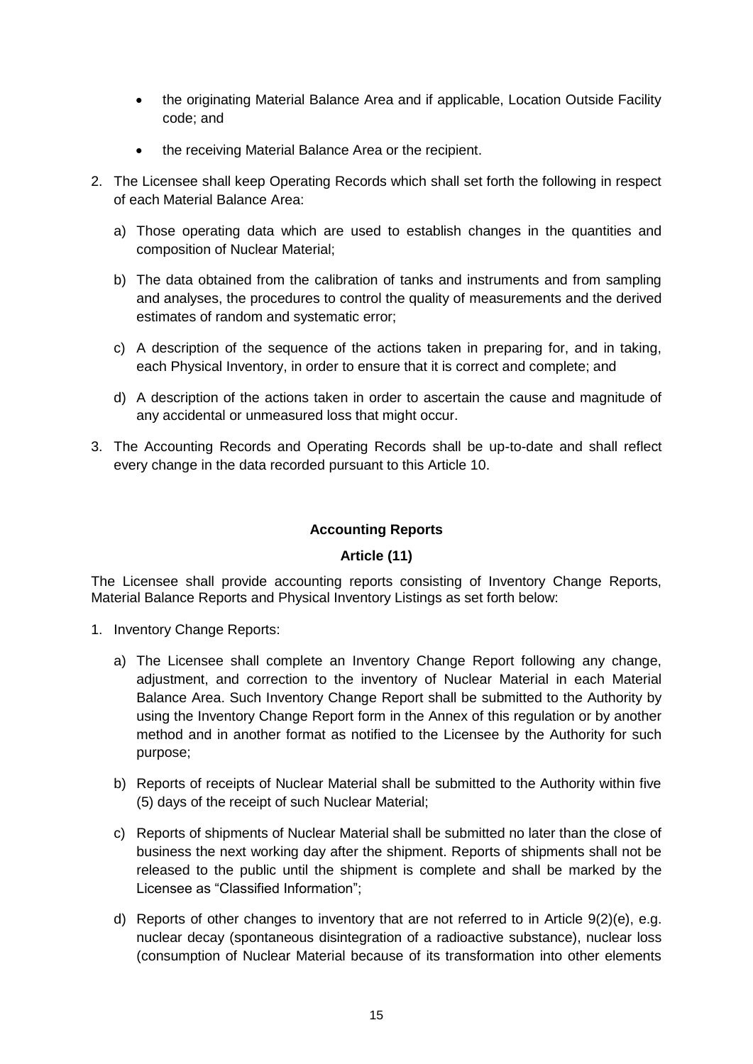- the originating Material Balance Area and if applicable, Location Outside Facility code; and
- the receiving Material Balance Area or the recipient.

2. The Licensee shall keep Operating Records which shall set forth the following in respect of each Material Balance Area:
   a) Those operating data which are used to establish changes in the quantities and composition of Nuclear Material;
   b) The data obtained from the calibration of tanks and instruments and from sampling and analyses, the procedures to control the quality of measurements and the derived estimates of random and systematic error;
   c) A description of the sequence of the actions taken in preparing for, and in taking, each Physical Inventory, in order to ensure that it is correct and complete; and
   d) A description of the actions taken in order to ascertain the cause and magnitude of any accidental or unmeasured loss that might occur.
3. The Accounting Records and Operating Records shall be up-to-date and shall reflect every change in the data recorded pursuant to this Article 10.

**Accounting Reports**

**Article (11)**

The Licensee shall provide accounting reports consisting of Inventory Change Reports, Material Balance Reports and Physical Inventory Listings as set forth below:

1. Inventory Change Reports:
   a) The Licensee shall complete an Inventory Change Report following any change, adjustment, and correction to the inventory of Nuclear Material in each Material Balance Area. Such Inventory Change Report shall be submitted to the Authority by using the Inventory Change Report form in the Annex of this regulation or by another method and in another format as notified to the Licensee by the Authority for such purpose;
   b) Reports of receipts of Nuclear Material shall be submitted to the Authority within five (5) days of the receipt of such Nuclear Material;
   c) Reports of shipments of Nuclear Material shall be submitted no later than the close of business the next working day after the shipment. Reports of shipments shall not be released to the public until the shipment is complete and shall be marked by the Licensee as "Classified Information";
   d) Reports of other changes to inventory that are not referred to in Article 9(2)(e), e.g. nuclear decay (spontaneous disintegration of a radioactive substance), nuclear loss (consumption of Nuclear Material because of its transformation into other elements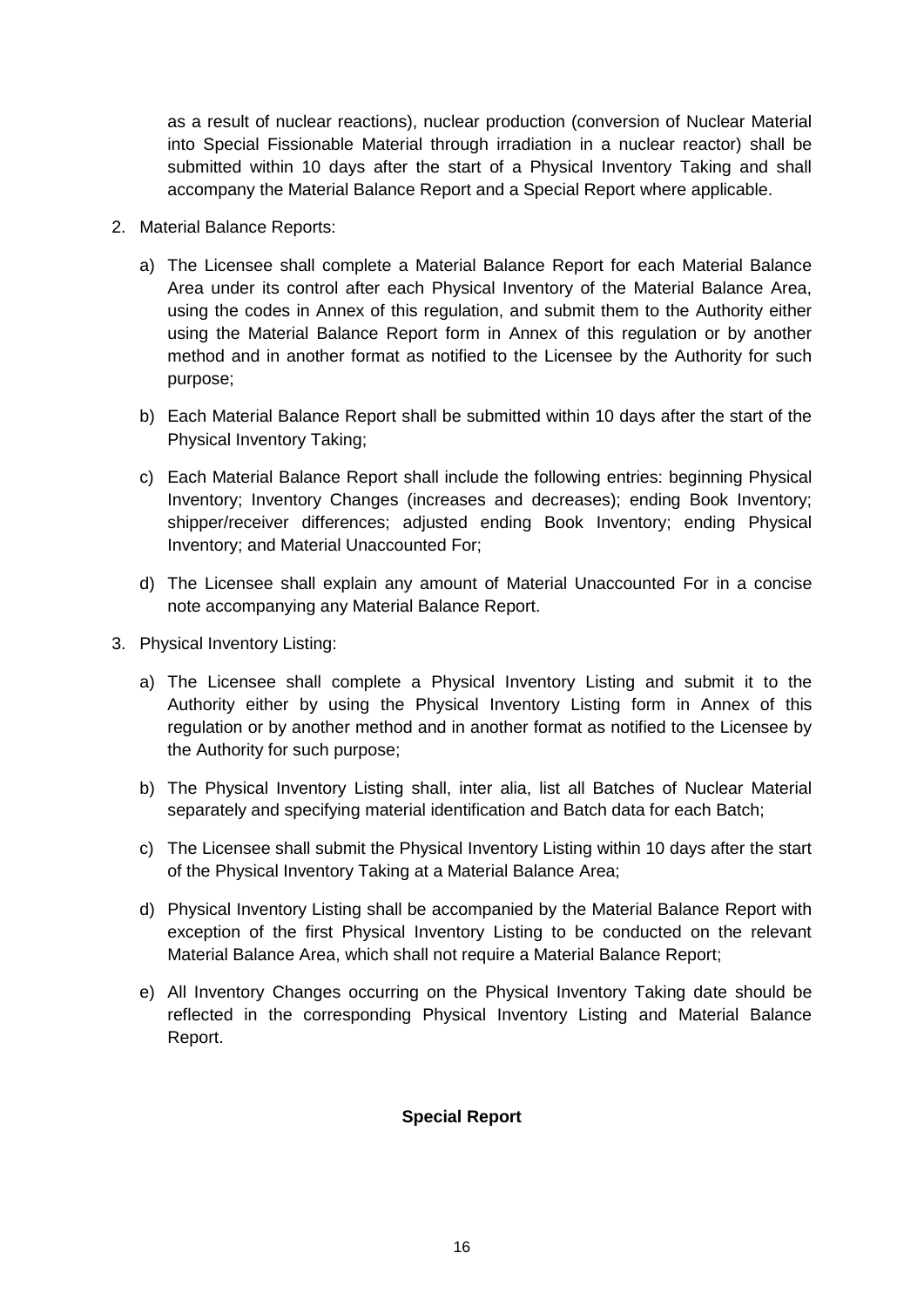as a result of nuclear reactions), nuclear production (conversion of Nuclear Material into Special Fissionable Material through irradiation in a nuclear reactor) shall be submitted within 10 days after the start of a Physical Inventory Taking and shall accompany the Material Balance Report and a Special Report where applicable.

2. Material Balance Reports:

   a) The Licensee shall complete a Material Balance Report for each Material Balance Area under its control after each Physical Inventory of the Material Balance Area, using the codes in Annex of this regulation, and submit them to the Authority either using the Material Balance Report form in Annex of this regulation or by another method and in another format as notified to the Licensee by the Authority for such purpose;

   b) Each Material Balance Report shall be submitted within 10 days after the start of the Physical Inventory Taking;

   c) Each Material Balance Report shall include the following entries: beginning Physical Inventory; Inventory Changes (increases and decreases); ending Book Inventory; shipper/receiver differences; adjusted ending Book Inventory; ending Physical Inventory; and Material Unaccounted For;

   d) The Licensee shall explain any amount of Material Unaccounted For in a concise note accompanying any Material Balance Report.

3. Physical Inventory Listing:

   a) The Licensee shall complete a Physical Inventory Listing and submit it to the Authority either by using the Physical Inventory Listing form in Annex of this regulation or by another method and in another format as notified to the Licensee by the Authority for such purpose;

   b) The Physical Inventory Listing shall, inter alia, list all Batches of Nuclear Material separately and specifying material identification and Batch data for each Batch;

   c) The Licensee shall submit the Physical Inventory Listing within 10 days after the start of the Physical Inventory Taking at a Material Balance Area;

   d) Physical Inventory Listing shall be accompanied by the Material Balance Report with exception of the first Physical Inventory Listing to be conducted on the relevant Material Balance Area, which shall not require a Material Balance Report;

   e) All Inventory Changes occurring on the Physical Inventory Taking date should be reflected in the corresponding Physical Inventory Listing and Material Balance Report.

**Special Report**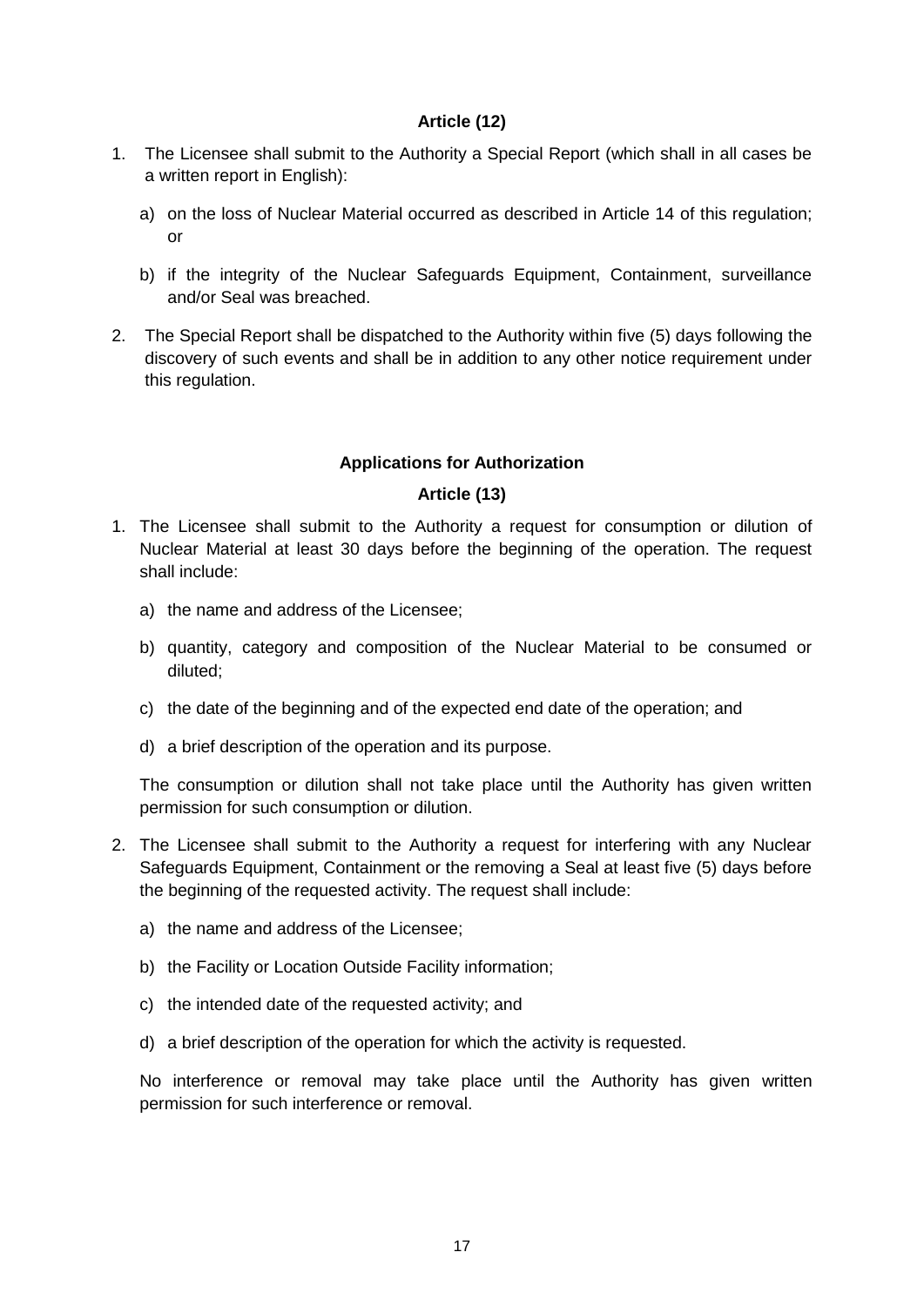**Article (12)**

1. The Licensee shall submit to the Authority a Special Report (which shall in all cases be a written report in English):

   a) on the loss of Nuclear Material occurred as described in Article 14 of this regulation; or

   b) if the integrity of the Nuclear Safeguards Equipment, Containment, surveillance and/or Seal was breached.

2. The Special Report shall be dispatched to the Authority within five (5) days following the discovery of such events and shall be in addition to any other notice requirement under this regulation.

**Applications for Authorization**

**Article (13)**

1. The Licensee shall submit to the Authority a request for consumption or dilution of Nuclear Material at least 30 days before the beginning of the operation. The request shall include:

   a) the name and address of the Licensee;

   b) quantity, category and composition of the Nuclear Material to be consumed or diluted;

   c) the date of the beginning and of the expected end date of the operation; and

   d) a brief description of the operation and its purpose.

   The consumption or dilution shall not take place until the Authority has given written permission for such consumption or dilution.

2. The Licensee shall submit to the Authority a request for interfering with any Nuclear Safeguards Equipment, Containment or the removing a Seal at least five (5) days before the beginning of the requested activity. The request shall include:

   a) the name and address of the Licensee;

   b) the Facility or Location Outside Facility information;

   c) the intended date of the requested activity; and

   d) a brief description of the operation for which the activity is requested.

   No interference or removal may take place until the Authority has given written permission for such interference or removal.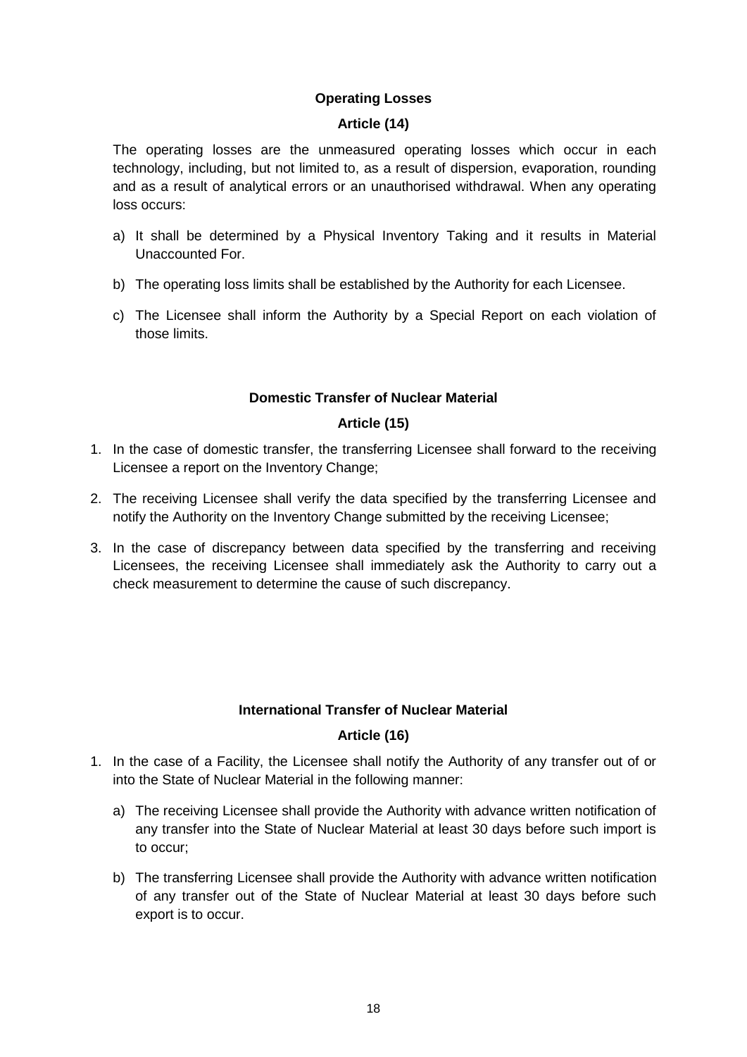**Operating Losses**

**Article (14)**

The operating losses are the unmeasured operating losses which occur in each technology, including, but not limited to, as a result of dispersion, evaporation, rounding and as a result of analytical errors or an unauthorised withdrawal. When any operating loss occurs:

a) It shall be determined by a Physical Inventory Taking and it results in Material Unaccounted For.

b) The operating loss limits shall be established by the Authority for each Licensee.

c) The Licensee shall inform the Authority by a Special Report on each violation of those limits.

**Domestic Transfer of Nuclear Material**

**Article (15)**

1. In the case of domestic transfer, the transferring Licensee shall forward to the receiving Licensee a report on the Inventory Change;

2. The receiving Licensee shall verify the data specified by the transferring Licensee and notify the Authority on the Inventory Change submitted by the receiving Licensee;

3. In the case of discrepancy between data specified by the transferring and receiving Licensees, the receiving Licensee shall immediately ask the Authority to carry out a check measurement to determine the cause of such discrepancy.

**International Transfer of Nuclear Material**

**Article (16)**

1. In the case of a Facility, the Licensee shall notify the Authority of any transfer out of or into the State of Nuclear Material in the following manner:

   a) The receiving Licensee shall provide the Authority with advance written notification of any transfer into the State of Nuclear Material at least 30 days before such import is to occur;

   b) The transferring Licensee shall provide the Authority with advance written notification of any transfer out of the State of Nuclear Material at least 30 days before such export is to occur.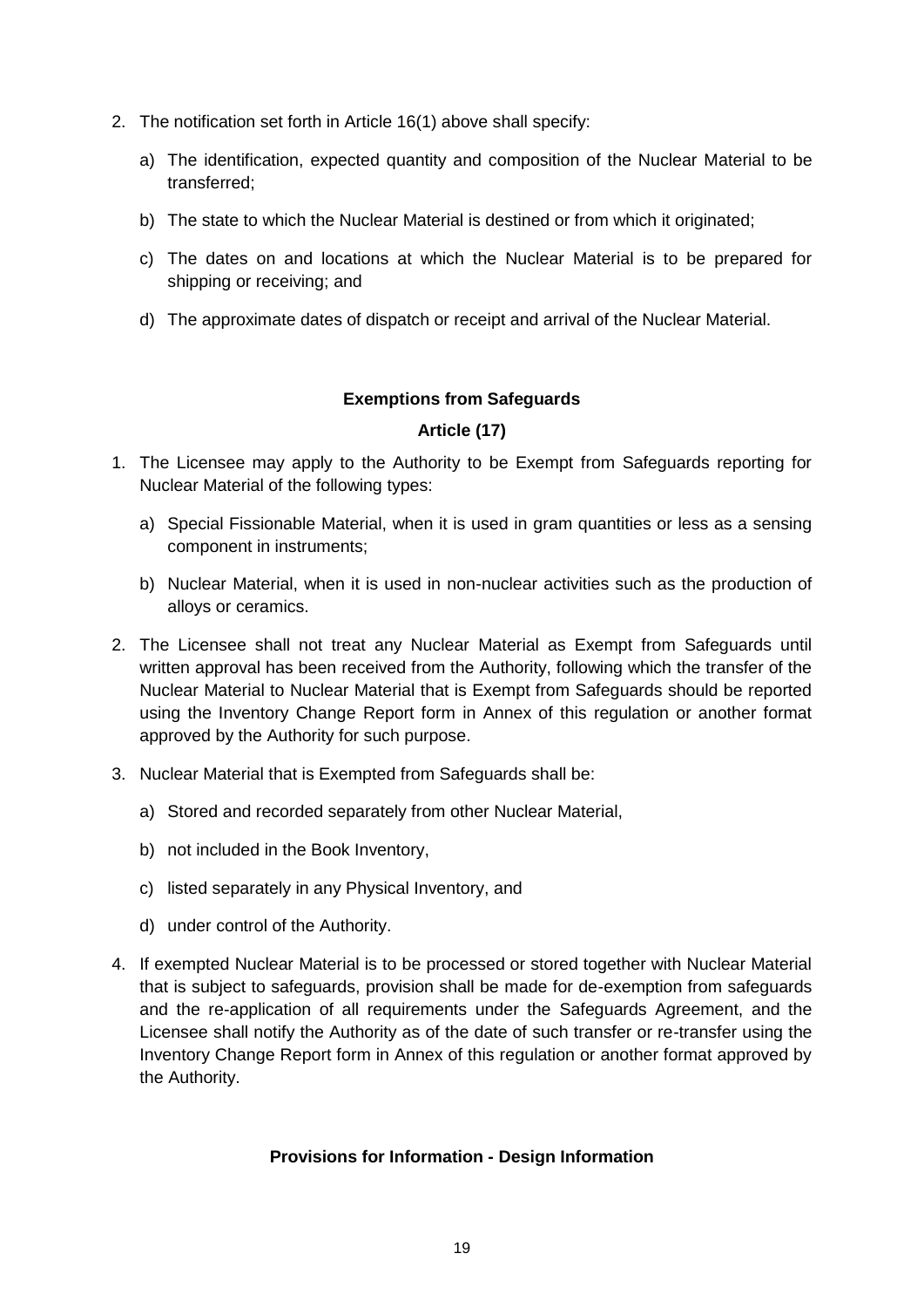2. The notification set forth in Article 16(1) above shall specify:

   a) The identification, expected quantity and composition of the Nuclear Material to be transferred;

   b) The state to which the Nuclear Material is destined or from which it originated;

   c) The dates on and locations at which the Nuclear Material is to be prepared for shipping or receiving; and

   d) The approximate dates of dispatch or receipt and arrival of the Nuclear Material.

**Exemptions from Safeguards**

**Article (17)**

1. The Licensee may apply to the Authority to be Exempt from Safeguards reporting for Nuclear Material of the following types:

   a) Special Fissionable Material, when it is used in gram quantities or less as a sensing component in instruments;

   b) Nuclear Material, when it is used in non-nuclear activities such as the production of alloys or ceramics.

2. The Licensee shall not treat any Nuclear Material as Exempt from Safeguards until written approval has been received from the Authority, following which the transfer of the Nuclear Material to Nuclear Material that is Exempt from Safeguards should be reported using the Inventory Change Report form in Annex of this regulation or another format approved by the Authority for such purpose.

3. Nuclear Material that is Exempted from Safeguards shall be:

   a) Stored and recorded separately from other Nuclear Material,

   b) not included in the Book Inventory,

   c) listed separately in any Physical Inventory, and

   d) under control of the Authority.

4. If exempted Nuclear Material is to be processed or stored together with Nuclear Material that is subject to safeguards, provision shall be made for de-exemption from safeguards and the re-application of all requirements under the Safeguards Agreement, and the Licensee shall notify the Authority as of the date of such transfer or re-transfer using the Inventory Change Report form in Annex of this regulation or another format approved by the Authority.

**Provisions for Information - Design Information**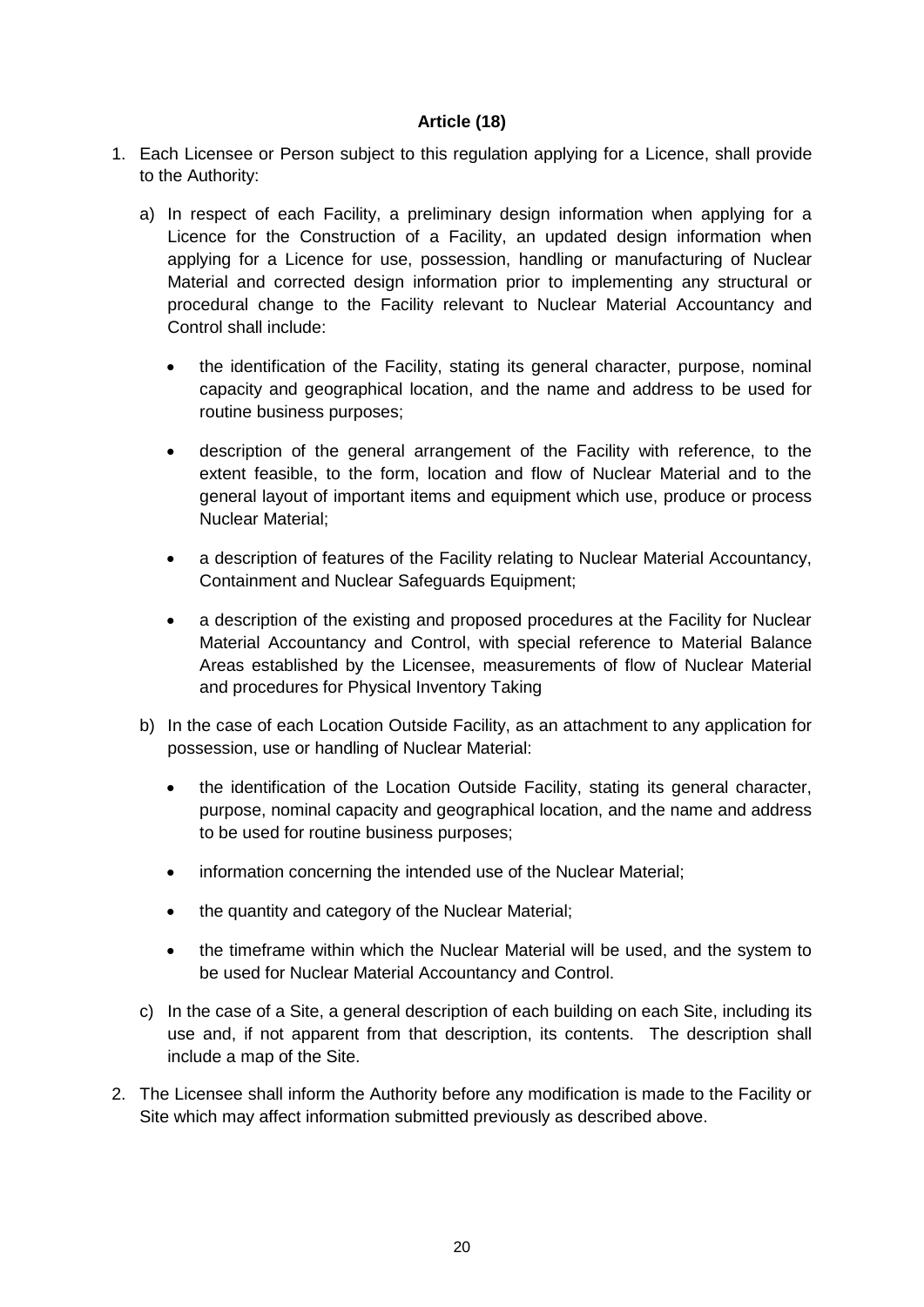**Article (18)**

1. Each Licensee or Person subject to this regulation applying for a Licence, shall provide to the Authority:

   a) In respect of each Facility, a preliminary design information when applying for a Licence for the Construction of a Facility, an updated design information when applying for a Licence for use, possession, handling or manufacturing of Nuclear Material and corrected design information prior to implementing any structural or procedural change to the Facility relevant to Nuclear Material Accountancy and Control shall include:

      - the identification of the Facility, stating its general character, purpose, nominal capacity and geographical location, and the name and address to be used for routine business purposes;

      - description of the general arrangement of the Facility with reference, to the extent feasible, to the form, location and flow of Nuclear Material and to the general layout of important items and equipment which use, produce or process Nuclear Material;

      - a description of features of the Facility relating to Nuclear Material Accountancy, Containment and Nuclear Safeguards Equipment;

      - a description of the existing and proposed procedures at the Facility for Nuclear Material Accountancy and Control, with special reference to Material Balance Areas established by the Licensee, measurements of flow of Nuclear Material and procedures for Physical Inventory Taking

   b) In the case of each Location Outside Facility, as an attachment to any application for possession, use or handling of Nuclear Material:

      - the identification of the Location Outside Facility, stating its general character, purpose, nominal capacity and geographical location, and the name and address to be used for routine business purposes;

      - information concerning the intended use of the Nuclear Material;

      - the quantity and category of the Nuclear Material;

      - the timeframe within which the Nuclear Material will be used, and the system to be used for Nuclear Material Accountancy and Control.

   c) In the case of a Site, a general description of each building on each Site, including its use and, if not apparent from that description, its contents. The description shall include a map of the Site.

2. The Licensee shall inform the Authority before any modification is made to the Facility or Site which may affect information submitted previously as described above.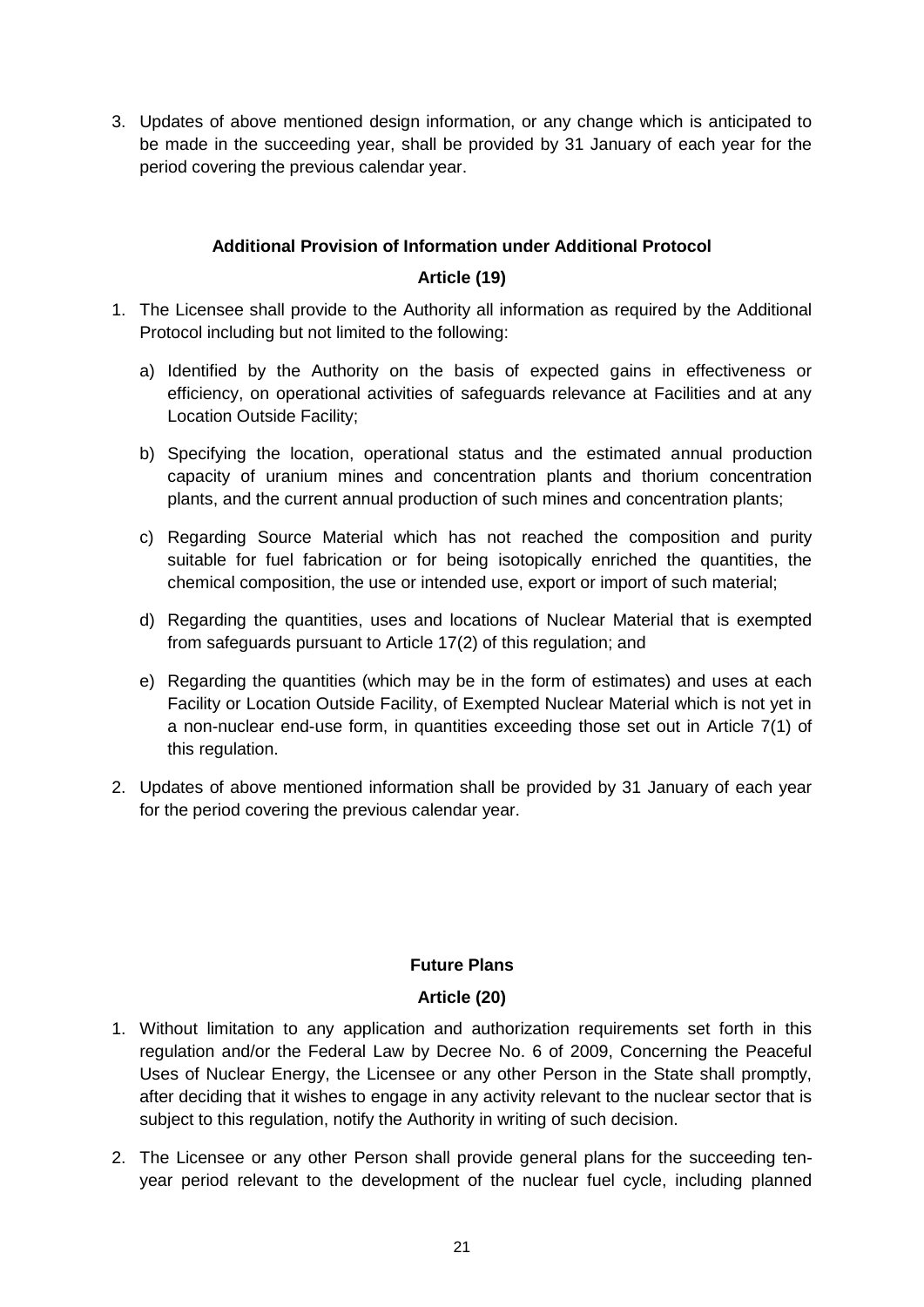3. Updates of above mentioned design information, or any change which is anticipated to be made in the succeeding year, shall be provided by 31 January of each year for the period covering the previous calendar year.

**Additional Provision of Information under Additional Protocol**

**Article (19)**

1. The Licensee shall provide to the Authority all information as required by the Additional Protocol including but not limited to the following:

   a) Identified by the Authority on the basis of expected gains in effectiveness or efficiency, on operational activities of safeguards relevance at Facilities and at any Location Outside Facility;

   b) Specifying the location, operational status and the estimated annual production capacity of uranium mines and concentration plants and thorium concentration plants, and the current annual production of such mines and concentration plants;

   c) Regarding Source Material which has not reached the composition and purity suitable for fuel fabrication or for being isotopically enriched the quantities, the chemical composition, the use or intended use, export or import of such material;

   d) Regarding the quantities, uses and locations of Nuclear Material that is exempted from safeguards pursuant to Article 17(2) of this regulation; and

   e) Regarding the quantities (which may be in the form of estimates) and uses at each Facility or Location Outside Facility, of Exempted Nuclear Material which is not yet in a non-nuclear end-use form, in quantities exceeding those set out in Article 7(1) of this regulation.

2. Updates of above mentioned information shall be provided by 31 January of each year for the period covering the previous calendar year.

**Future Plans**

**Article (20)**

1. Without limitation to any application and authorization requirements set forth in this regulation and/or the Federal Law by Decree No. 6 of 2009, Concerning the Peaceful Uses of Nuclear Energy, the Licensee or any other Person in the State shall promptly, after deciding that it wishes to engage in any activity relevant to the nuclear sector that is subject to this regulation, notify the Authority in writing of such decision.

2. The Licensee or any other Person shall provide general plans for the succeeding ten-year period relevant to the development of the nuclear fuel cycle, including planned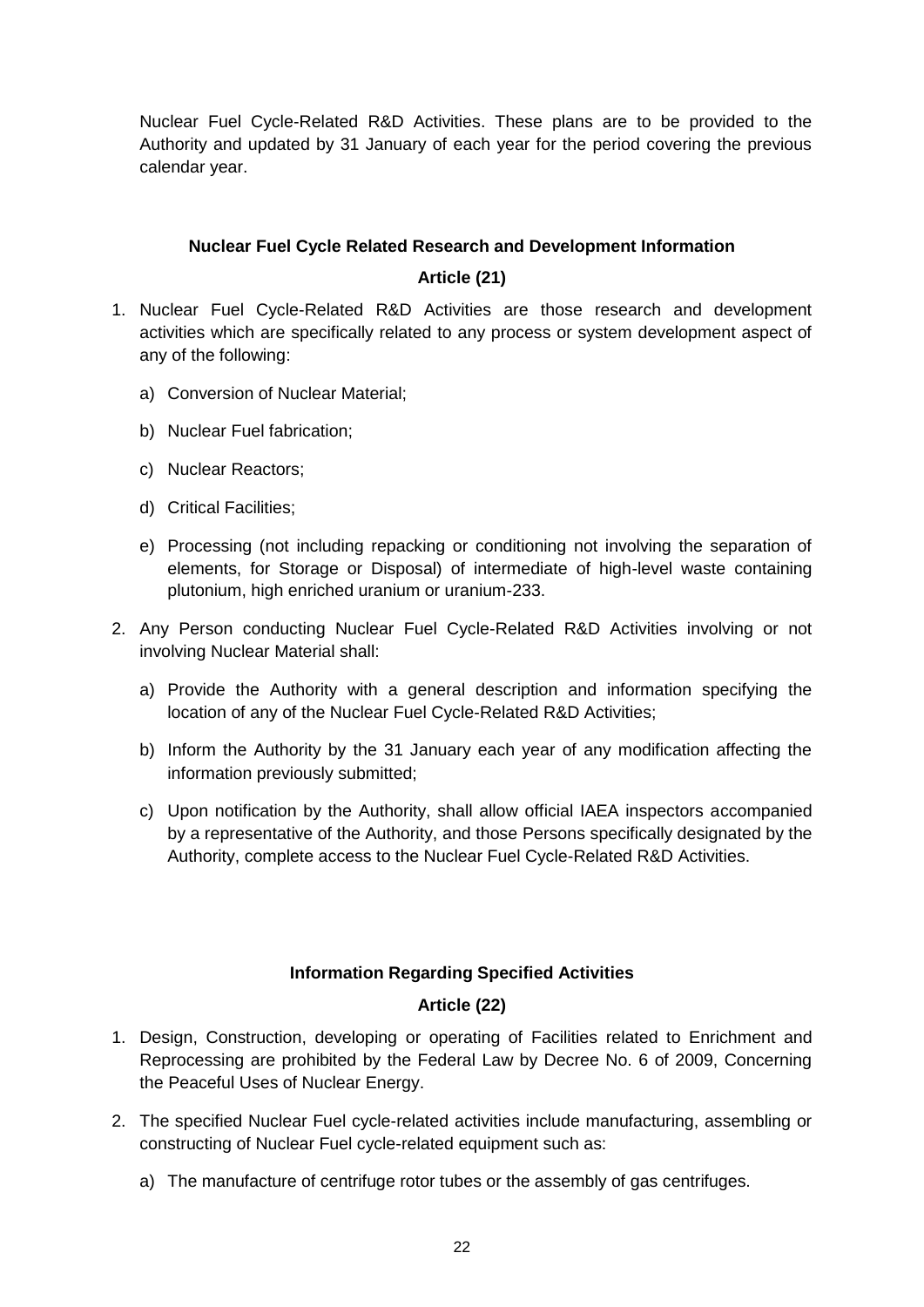Nuclear Fuel Cycle-Related R&D Activities. These plans are to be provided to the Authority and updated by 31 January of each year for the period covering the previous calendar year.

**Nuclear Fuel Cycle Related Research and Development Information**

**Article (21)**

1. Nuclear Fuel Cycle-Related R&D Activities are those research and development activities which are specifically related to any process or system development aspect of any of the following:
   a) Conversion of Nuclear Material;
   b) Nuclear Fuel fabrication;
   c) Nuclear Reactors;
   d) Critical Facilities;
   e) Processing (not including repacking or conditioning not involving the separation of elements, for Storage or Disposal) of intermediate of high-level waste containing plutonium, high enriched uranium or uranium-233.
2. Any Person conducting Nuclear Fuel Cycle-Related R&D Activities involving or not involving Nuclear Material shall:
   a) Provide the Authority with a general description and information specifying the location of any of the Nuclear Fuel Cycle-Related R&D Activities;
   b) Inform the Authority by the 31 January each year of any modification affecting the information previously submitted;
   c) Upon notification by the Authority, shall allow official IAEA inspectors accompanied by a representative of the Authority, and those Persons specifically designated by the Authority, complete access to the Nuclear Fuel Cycle-Related R&D Activities.

**Information Regarding Specified Activities**

**Article (22)**

1. Design, Construction, developing or operating of Facilities related to Enrichment and Reprocessing are prohibited by the Federal Law by Decree No. 6 of 2009, Concerning the Peaceful Uses of Nuclear Energy.
2. The specified Nuclear Fuel cycle-related activities include manufacturing, assembling or constructing of Nuclear Fuel cycle-related equipment such as:
   a) The manufacture of centrifuge rotor tubes or the assembly of gas centrifuges.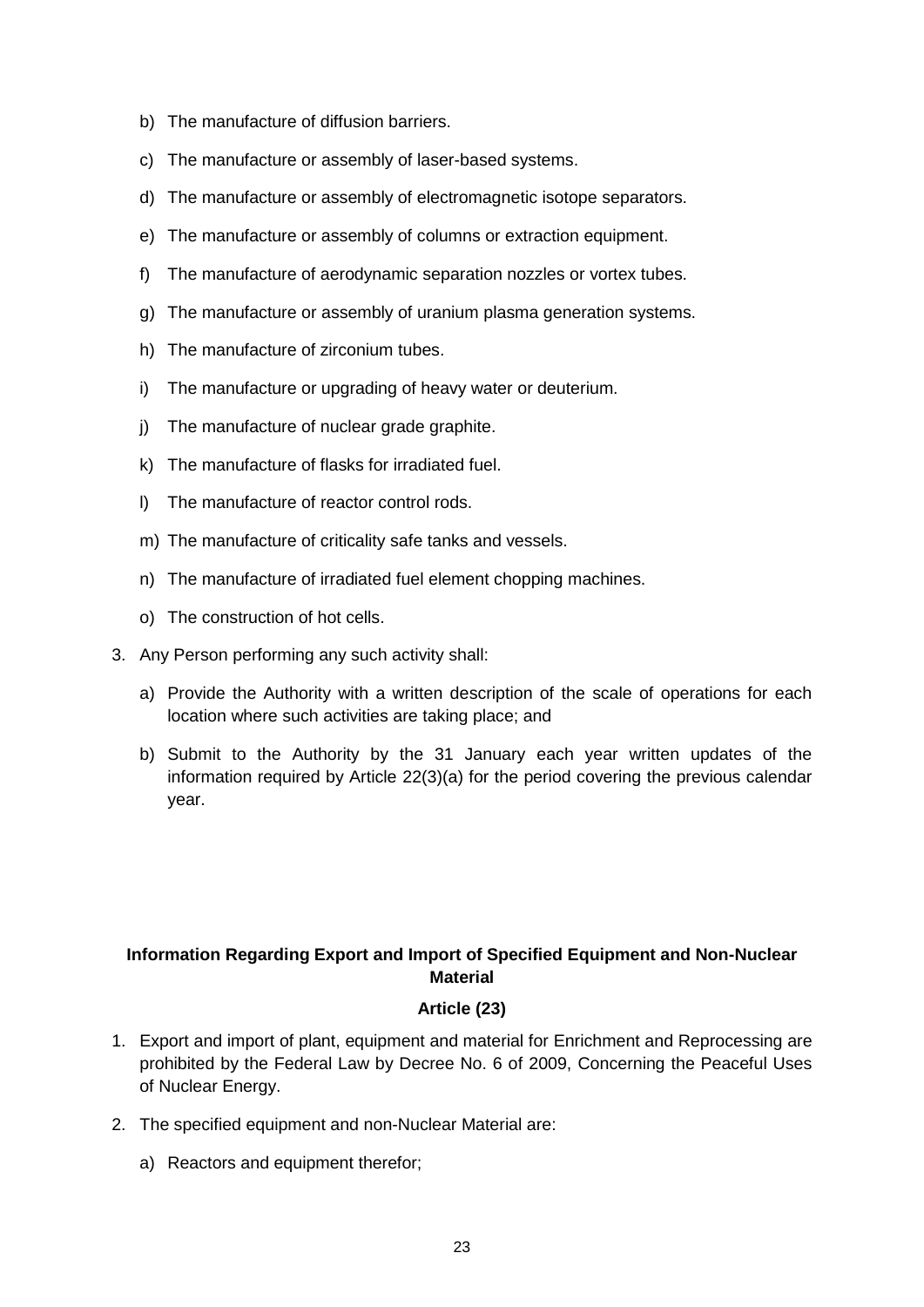b) The manufacture of diffusion barriers.

c) The manufacture or assembly of laser-based systems.

d) The manufacture or assembly of electromagnetic isotope separators.

e) The manufacture or assembly of columns or extraction equipment.

f) The manufacture of aerodynamic separation nozzles or vortex tubes.

g) The manufacture or assembly of uranium plasma generation systems.

h) The manufacture of zirconium tubes.

i) The manufacture or upgrading of heavy water or deuterium.

j) The manufacture of nuclear grade graphite.

k) The manufacture of flasks for irradiated fuel.

l) The manufacture of reactor control rods.

m) The manufacture of criticality safe tanks and vessels.

n) The manufacture of irradiated fuel element chopping machines.

o) The construction of hot cells.

3. Any Person performing any such activity shall:

   a) Provide the Authority with a written description of the scale of operations for each location where such activities are taking place; and

   b) Submit to the Authority by the 31 January each year written updates of the information required by Article 22(3)(a) for the period covering the previous calendar year.

## Information Regarding Export and Import of Specified Equipment and Non-Nuclear Material

### Article (23)

1. Export and import of plant, equipment and material for Enrichment and Reprocessing are prohibited by the Federal Law by Decree No. 6 of 2009, Concerning the Peaceful Uses of Nuclear Energy.

2. The specified equipment and non-Nuclear Material are:

   a) Reactors and equipment therefor;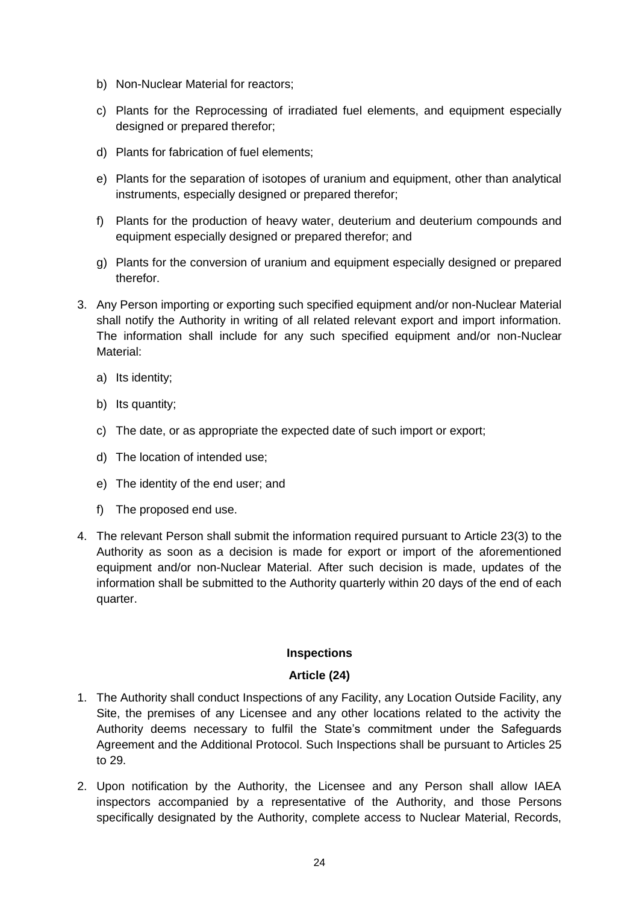b) Non-Nuclear Material for reactors;

c) Plants for the Reprocessing of irradiated fuel elements, and equipment especially designed or prepared therefor;

d) Plants for fabrication of fuel elements;

e) Plants for the separation of isotopes of uranium and equipment, other than analytical instruments, especially designed or prepared therefor;

f) Plants for the production of heavy water, deuterium and deuterium compounds and equipment especially designed or prepared therefor; and

g) Plants for the conversion of uranium and equipment especially designed or prepared therefor.

3. Any Person importing or exporting such specified equipment and/or non-Nuclear Material shall notify the Authority in writing of all related relevant export and import information. The information shall include for any such specified equipment and/or non-Nuclear Material:

   a) Its identity;

   b) Its quantity;

   c) The date, or as appropriate the expected date of such import or export;

   d) The location of intended use;

   e) The identity of the end user; and

   f) The proposed end use.

4. The relevant Person shall submit the information required pursuant to Article 23(3) to the Authority as soon as a decision is made for export or import of the aforementioned equipment and/or non-Nuclear Material. After such decision is made, updates of the information shall be submitted to the Authority quarterly within 20 days of the end of each quarter.

**Inspections**

**Article (24)**

1. The Authority shall conduct Inspections of any Facility, any Location Outside Facility, any Site, the premises of any Licensee and any other locations related to the activity the Authority deems necessary to fulfil the State's commitment under the Safeguards Agreement and the Additional Protocol. Such Inspections shall be pursuant to Articles 25 to 29.

2. Upon notification by the Authority, the Licensee and any Person shall allow IAEA inspectors accompanied by a representative of the Authority, and those Persons specifically designated by the Authority, complete access to Nuclear Material, Records,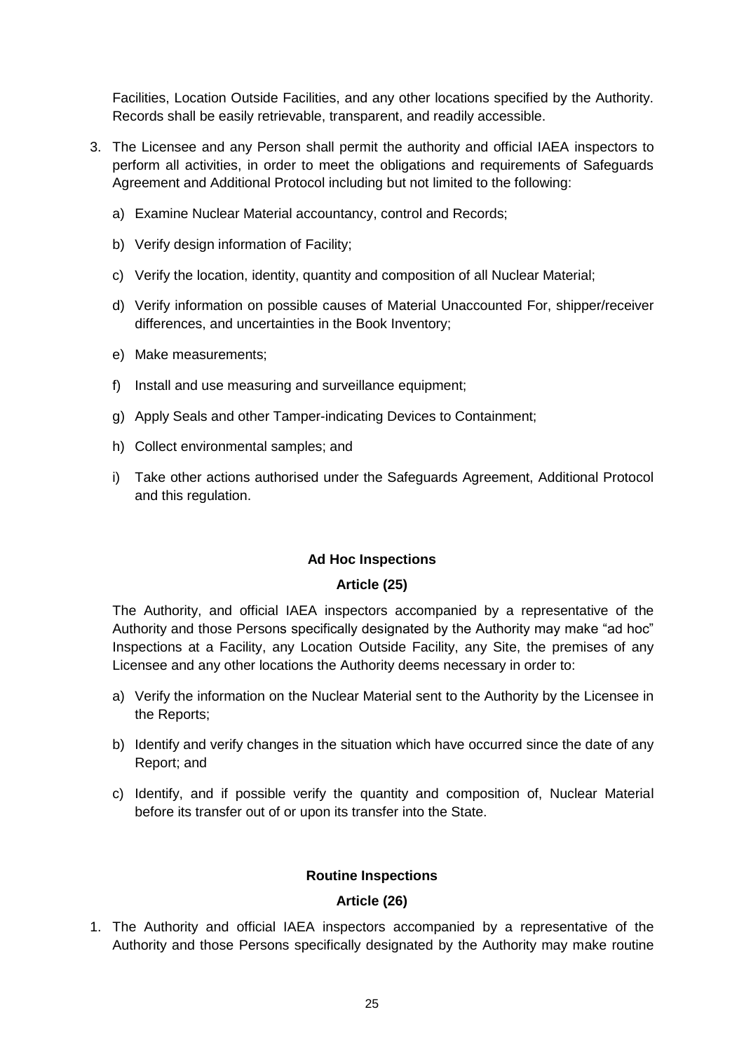Facilities, Location Outside Facilities, and any other locations specified by the Authority. Records shall be easily retrievable, transparent, and readily accessible.

3. The Licensee and any Person shall permit the authority and official IAEA inspectors to perform all activities, in order to meet the obligations and requirements of Safeguards Agreement and Additional Protocol including but not limited to the following:

   a) Examine Nuclear Material accountancy, control and Records;

   b) Verify design information of Facility;

   c) Verify the location, identity, quantity and composition of all Nuclear Material;

   d) Verify information on possible causes of Material Unaccounted For, shipper/receiver differences, and uncertainties in the Book Inventory;

   e) Make measurements;

   f) Install and use measuring and surveillance equipment;

   g) Apply Seals and other Tamper-indicating Devices to Containment;

   h) Collect environmental samples; and

   i) Take other actions authorised under the Safeguards Agreement, Additional Protocol and this regulation.

**Ad Hoc Inspections**

**Article (25)**

The Authority, and official IAEA inspectors accompanied by a representative of the Authority and those Persons specifically designated by the Authority may make "ad hoc" Inspections at a Facility, any Location Outside Facility, any Site, the premises of any Licensee and any other locations the Authority deems necessary in order to:

a) Verify the information on the Nuclear Material sent to the Authority by the Licensee in the Reports;

b) Identify and verify changes in the situation which have occurred since the date of any Report; and

c) Identify, and if possible verify the quantity and composition of, Nuclear Material before its transfer out of or upon its transfer into the State.

**Routine Inspections**

**Article (26)**

1. The Authority and official IAEA inspectors accompanied by a representative of the Authority and those Persons specifically designated by the Authority may make routine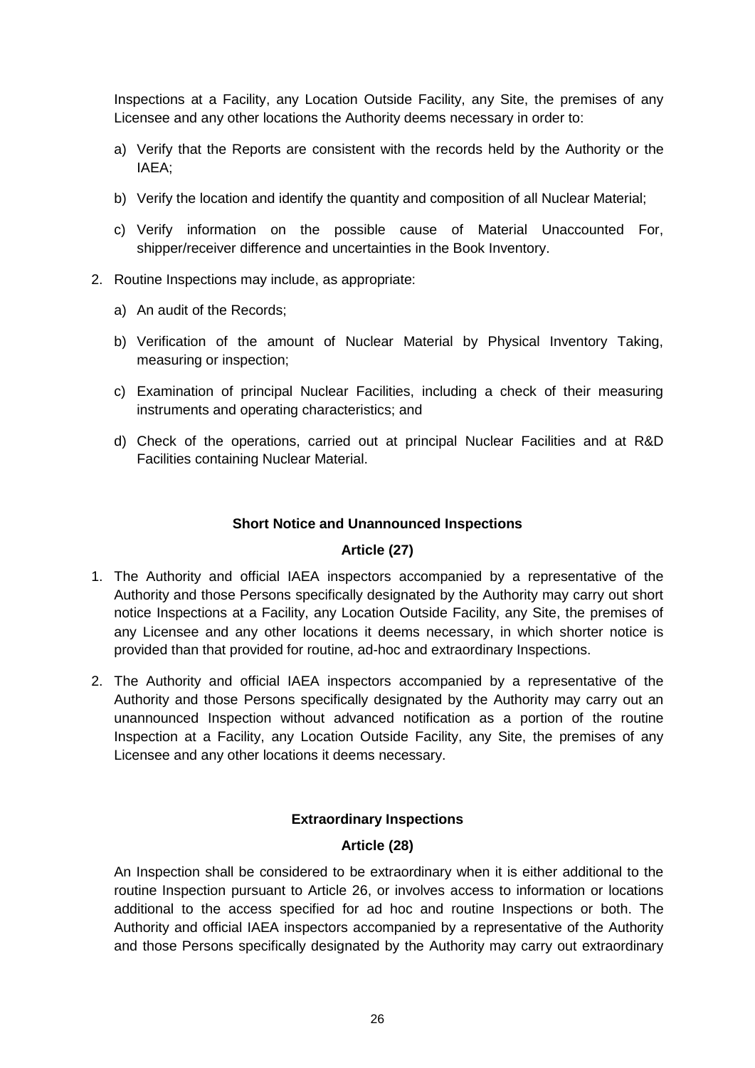Inspections at a Facility, any Location Outside Facility, any Site, the premises of any Licensee and any other locations the Authority deems necessary in order to:

a) Verify that the Reports are consistent with the records held by the Authority or the IAEA;

b) Verify the location and identify the quantity and composition of all Nuclear Material;

c) Verify information on the possible cause of Material Unaccounted For, shipper/receiver difference and uncertainties in the Book Inventory.

2. Routine Inspections may include, as appropriate:

   a) An audit of the Records;

   b) Verification of the amount of Nuclear Material by Physical Inventory Taking, measuring or inspection;

   c) Examination of principal Nuclear Facilities, including a check of their measuring instruments and operating characteristics; and

   d) Check of the operations, carried out at principal Nuclear Facilities and at R&D Facilities containing Nuclear Material.

**Short Notice and Unannounced Inspections**

**Article (27)**

1. The Authority and official IAEA inspectors accompanied by a representative of the Authority and those Persons specifically designated by the Authority may carry out short notice Inspections at a Facility, any Location Outside Facility, any Site, the premises of any Licensee and any other locations it deems necessary, in which shorter notice is provided than that provided for routine, ad-hoc and extraordinary Inspections.

2. The Authority and official IAEA inspectors accompanied by a representative of the Authority and those Persons specifically designated by the Authority may carry out an unannounced Inspection without advanced notification as a portion of the routine Inspection at a Facility, any Location Outside Facility, any Site, the premises of any Licensee and any other locations it deems necessary.

**Extraordinary Inspections**

**Article (28)**

An Inspection shall be considered to be extraordinary when it is either additional to the routine Inspection pursuant to Article 26, or involves access to information or locations additional to the access specified for ad hoc and routine Inspections or both. The Authority and official IAEA inspectors accompanied by a representative of the Authority and those Persons specifically designated by the Authority may carry out extraordinary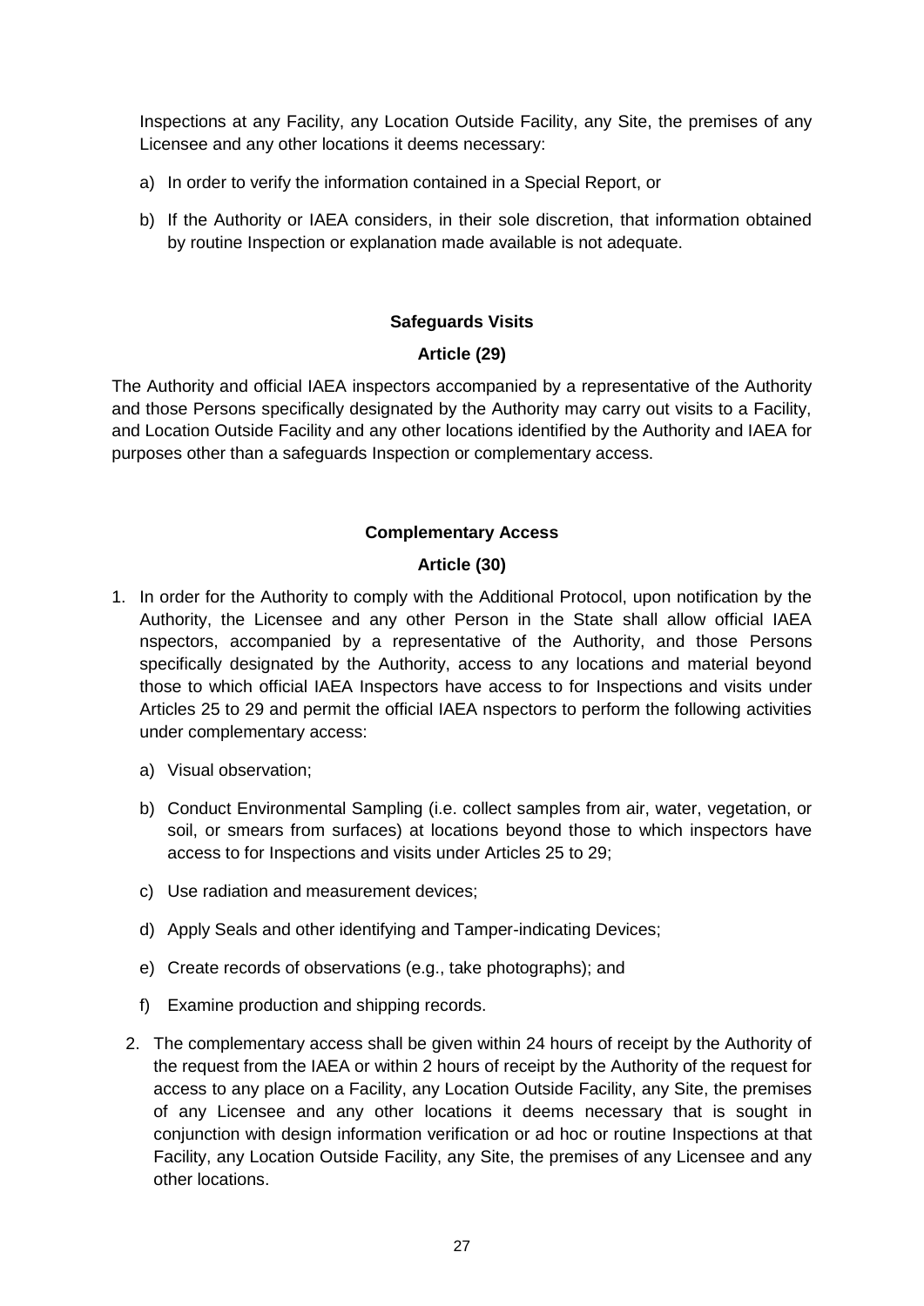Inspections at any Facility, any Location Outside Facility, any Site, the premises of any Licensee and any other locations it deems necessary:

a) In order to verify the information contained in a Special Report, or

b) If the Authority or IAEA considers, in their sole discretion, that information obtained by routine Inspection or explanation made available is not adequate.

**Safeguards Visits**

**Article (29)**

The Authority and official IAEA inspectors accompanied by a representative of the Authority and those Persons specifically designated by the Authority may carry out visits to a Facility, and Location Outside Facility and any other locations identified by the Authority and IAEA for purposes other than a safeguards Inspection or complementary access.

**Complementary Access**

**Article (30)**

1. In order for the Authority to comply with the Additional Protocol, upon notification by the Authority, the Licensee and any other Person in the State shall allow official IAEA nspectors, accompanied by a representative of the Authority, and those Persons specifically designated by the Authority, access to any locations and material beyond those to which official IAEA Inspectors have access to for Inspections and visits under Articles 25 to 29 and permit the official IAEA nspectors to perform the following activities under complementary access:

   a) Visual observation;

   b) Conduct Environmental Sampling (i.e. collect samples from air, water, vegetation, or soil, or smears from surfaces) at locations beyond those to which inspectors have access to for Inspections and visits under Articles 25 to 29;

   c) Use radiation and measurement devices;

   d) Apply Seals and other identifying and Tamper-indicating Devices;

   e) Create records of observations (e.g., take photographs); and

   f) Examine production and shipping records.

2. The complementary access shall be given within 24 hours of receipt by the Authority of the request from the IAEA or within 2 hours of receipt by the Authority of the request for access to any place on a Facility, any Location Outside Facility, any Site, the premises of any Licensee and any other locations it deems necessary that is sought in conjunction with design information verification or ad hoc or routine Inspections at that Facility, any Location Outside Facility, any Site, the premises of any Licensee and any other locations.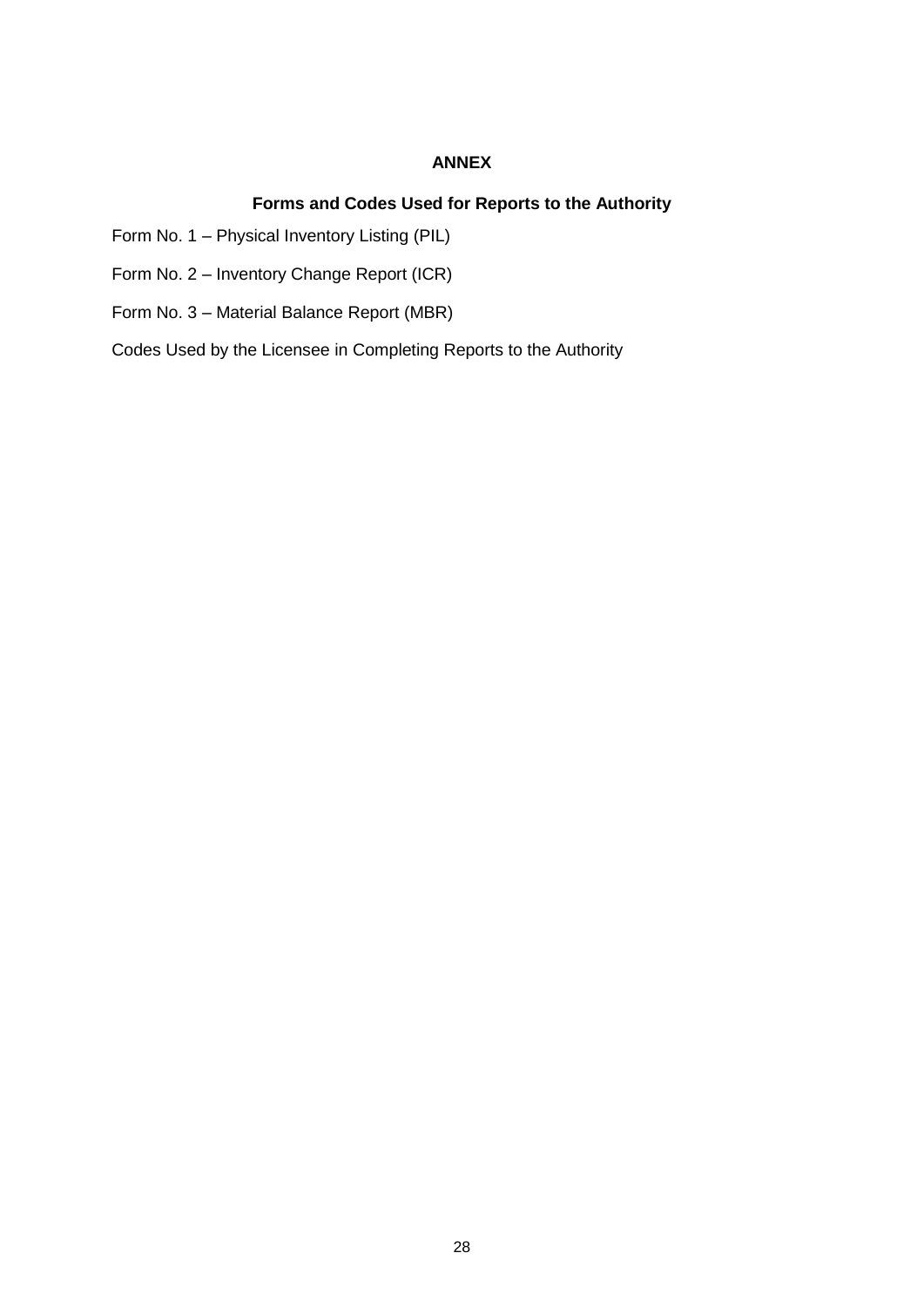# ANNEX

## Forms and Codes Used for Reports to the Authority

Form No. 1 – Physical Inventory Listing (PIL)

Form No. 2 – Inventory Change Report (ICR)

Form No. 3 – Material Balance Report (MBR)

Codes Used by the Licensee in Completing Reports to the Authority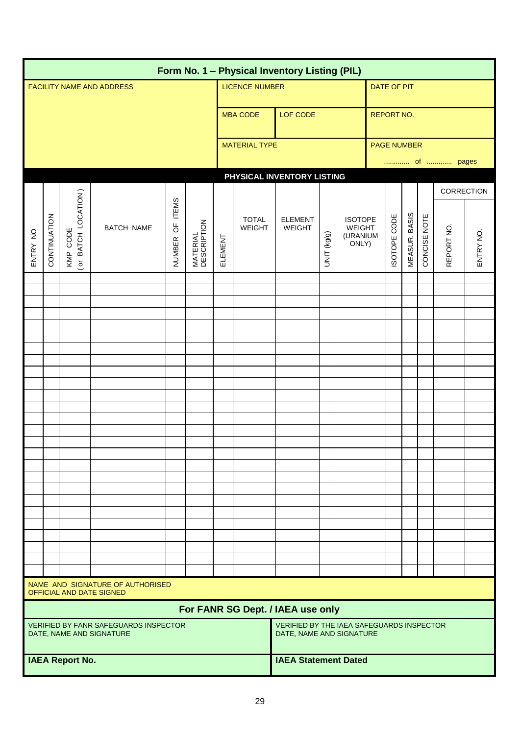# Form No. 1 – Physical Inventory Listing (PIL)

| | | |
|---|---|---|
| FACILITY NAME AND ADDRESS | LICENCE NUMBER | DATE OF PIT |
| | MBA CODE / LOF CODE | REPORT NO. |
| | MATERIAL TYPE | PAGE NUMBER ............ of ............ pages |

## PHYSICAL INVENTORY LISTING

| ENTRY NO | CONTINUATION | KMP CODE ( or BATCH LOCATION ) | BATCH NAME | NUMBER OF ITEMS | MATERIAL DESCRIPTION | ELEMENT | TOTAL WEIGHT | ELEMENT WEIGHT | UNIT (kg/g) | ISOTOPE WEIGHT (URANIUM ONLY) | ISOTOPE CODE | MEASUR. BASIS | CONCISE NOTE | CORRECTION | |
|---|---|---|---|---|---|---|---|---|---|---|---|---|---|---|---|
| | | | | | | | | | | | | | | REPORT NO. | ENTRY NO. |
| | | | | | | | | | | | | | | | |
| | | | | | | | | | | | | | | | |
| | | | | | | | | | | | | | | | |
| | | | | | | | | | | | | | | | |
| | | | | | | | | | | | | | | | |
| | | | | | | | | | | | | | | | |
| | | | | | | | | | | | | | | | |
| | | | | | | | | | | | | | | | |
| | | | | | | | | | | | | | | | |
| | | | | | | | | | | | | | | | |
| | | | | | | | | | | | | | | | |
| | | | | | | | | | | | | | | | |
| | | | | | | | | | | | | | | | |
| | | | | | | | | | | | | | | | |
| | | | | | | | | | | | | | | | |
| | | | | | | | | | | | | | | | |
| | | | | | | | | | | | | | | | |
| | | | | | | | | | | | | | | | |
| | | | | | | | | | | | | | | | |
| | | | | | | | | | | | | | | | |
| | | | | | | | | | | | | | | | |
| | | | | | | | | | | | | | | | |
| | | | | | | | | | | | | | | | |
| | | | | | | | | | | | | | | | |
| | | | | | | | | | | | | | | | |

NAME AND SIGNATURE OF AUTHORISED OFFICIAL AND DATE SIGNED

## For FANR SG Dept. / IAEA use only

| | |
|---|---|
| VERIFIED BY FANR SAFEGUARDS INSPECTOR DATE, NAME AND SIGNATURE | VERIFIED BY THE IAEA SAFEGUARDS INSPECTOR DATE, NAME AND SIGNATURE |
| **IAEA Report No.** | **IAEA Statement Dated** |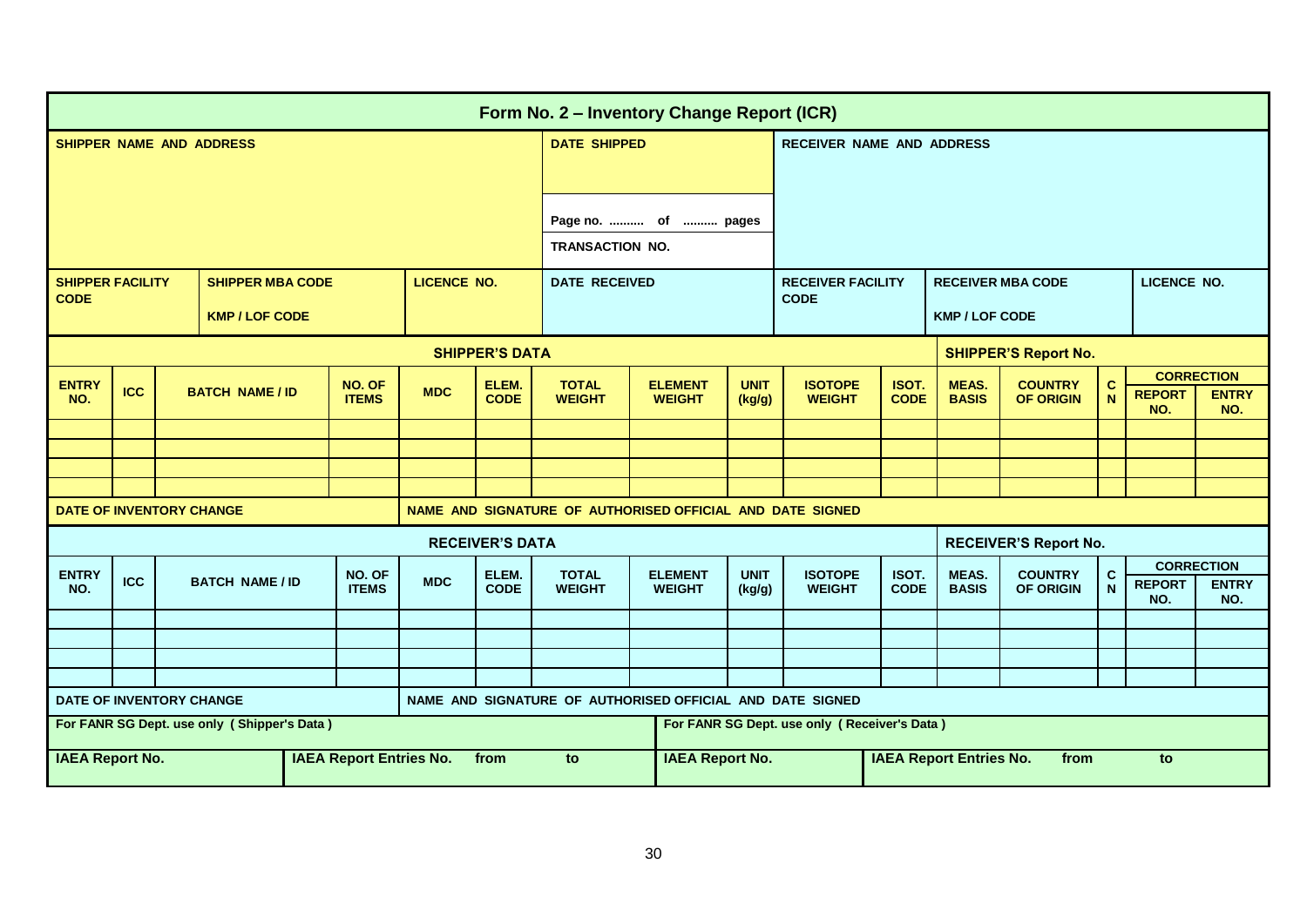# Form No. 2 – Inventory Change Report (ICR)

| | | | | |
|---|---|---|---|---|
| **SHIPPER NAME AND ADDRESS** | | **DATE SHIPPED** | **RECEIVER NAME AND ADDRESS** | |
| | | Page no. .......... of .......... pages | | |
| | | **TRANSACTION NO.** | | |
| **SHIPPER FACILITY CODE** | **SHIPPER MBA CODE** / **KMP / LOF CODE** | **LICENCE NO.** | **DATE RECEIVED** | **RECEIVER FACILITY CODE** | **RECEIVER MBA CODE** / **KMP / LOF CODE** | **LICENCE NO.** |

**SHIPPER'S DATA** — **SHIPPER'S Report No.**

| ENTRY NO. | ICC | BATCH NAME / ID | NO. OF ITEMS | MDC | ELEM. CODE | TOTAL WEIGHT | ELEMENT WEIGHT | UNIT (kg/g) | ISOTOPE WEIGHT | ISOT. CODE | MEAS. BASIS | COUNTRY OF ORIGIN | C N | CORRECTION REPORT NO. | CORRECTION ENTRY NO. |
|---|---|---|---|---|---|---|---|---|---|---|---|---|---|---|---|
| | | | | | | | | | | | | | | | |
| | | | | | | | | | | | | | | | |
| | | | | | | | | | | | | | | | |
| | | | | | | | | | | | | | | | |

**DATE OF INVENTORY CHANGE** | **NAME AND SIGNATURE OF AUTHORISED OFFICIAL AND DATE SIGNED**

**RECEIVER'S DATA** — **RECEIVER'S Report No.**

| ENTRY NO. | ICC | BATCH NAME / ID | NO. OF ITEMS | MDC | ELEM. CODE | TOTAL WEIGHT | ELEMENT WEIGHT | UNIT (kg/g) | ISOTOPE WEIGHT | ISOT. CODE | MEAS. BASIS | COUNTRY OF ORIGIN | C N | CORRECTION REPORT NO. | CORRECTION ENTRY NO. |
|---|---|---|---|---|---|---|---|---|---|---|---|---|---|---|---|
| | | | | | | | | | | | | | | | |
| | | | | | | | | | | | | | | | |
| | | | | | | | | | | | | | | | |
| | | | | | | | | | | | | | | | |

**DATE OF INVENTORY CHANGE** | **NAME AND SIGNATURE OF AUTHORISED OFFICIAL AND DATE SIGNED**

| | | | |
|---|---|---|---|
| **For FANR SG Dept. use only ( Shipper's Data )** | | **For FANR SG Dept. use only ( Receiver's Data )** | |
| **IAEA Report No.** | **IAEA Report Entries No. from to** | **IAEA Report No.** | **IAEA Report Entries No. from to** |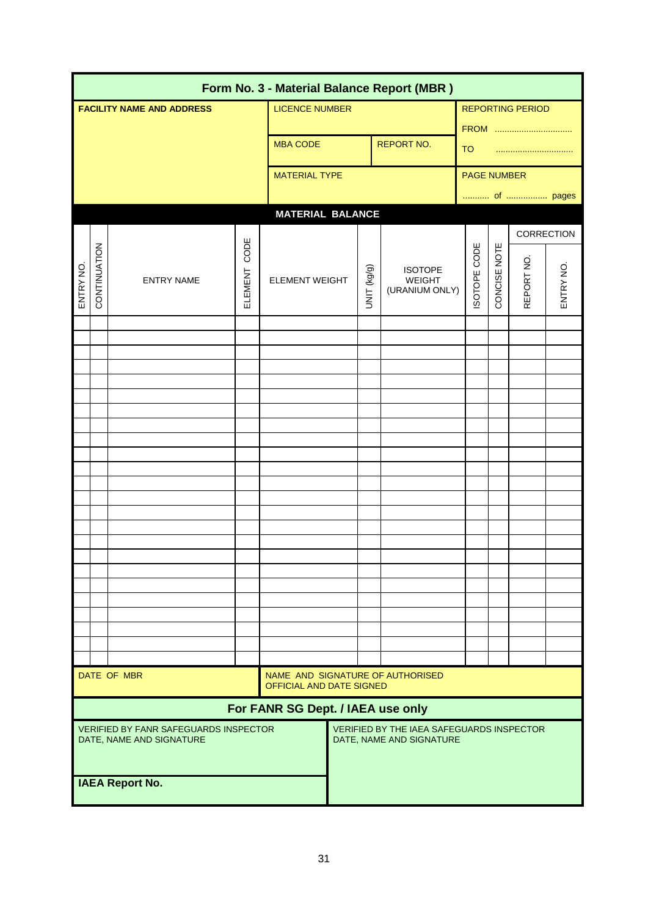## Form No. 3 - Material Balance Report (MBR )

| FACILITY NAME AND ADDRESS | LICENCE NUMBER | | REPORTING PERIOD |
|---|---|---|---|
| | | | FROM ................................ |
| | MBA CODE | REPORT NO. | TO ................................ |
| | MATERIAL TYPE | | PAGE NUMBER |
| | | | ........... of ................. pages |

### MATERIAL BALANCE

| ENTRY NO. | CONTINUATION | ENTRY NAME | ELEMENT CODE | ELEMENT WEIGHT | UNIT (kg/g) | ISOTOPE WEIGHT (URANIUM ONLY) | ISOTOPE CODE | CONCISE NOTE | CORRECTION | |
|---|---|---|---|---|---|---|---|---|---|---|
| | | | | | | | | | REPORT NO. | ENTRY NO. |
| | | | | | | | | | | |
| | | | | | | | | | | |
| | | | | | | | | | | |
| | | | | | | | | | | |
| | | | | | | | | | | |
| | | | | | | | | | | |
| | | | | | | | | | | |
| | | | | | | | | | | |
| | | | | | | | | | | |
| | | | | | | | | | | |
| | | | | | | | | | | |
| | | | | | | | | | | |
| | | | | | | | | | | |
| | | | | | | | | | | |
| | | | | | | | | | | |
| | | | | | | | | | | |
| | | | | | | | | | | |
| | | | | | | | | | | |
| | | | | | | | | | | |
| | | | | | | | | | | |
| | | | | | | | | | | |
| | | | | | | | | | | |
| | | | | | | | | | | |

| DATE OF MBR | NAME AND SIGNATURE OF AUTHORISED OFFICIAL AND DATE SIGNED |
|---|---|
| | |

**For FANR SG Dept. / IAEA use only**

| VERIFIED BY FANR SAFEGUARDS INSPECTOR DATE, NAME AND SIGNATURE | VERIFIED BY THE IAEA SAFEGUARDS INSPECTOR DATE, NAME AND SIGNATURE |
|---|---|
| **IAEA Report No.** | |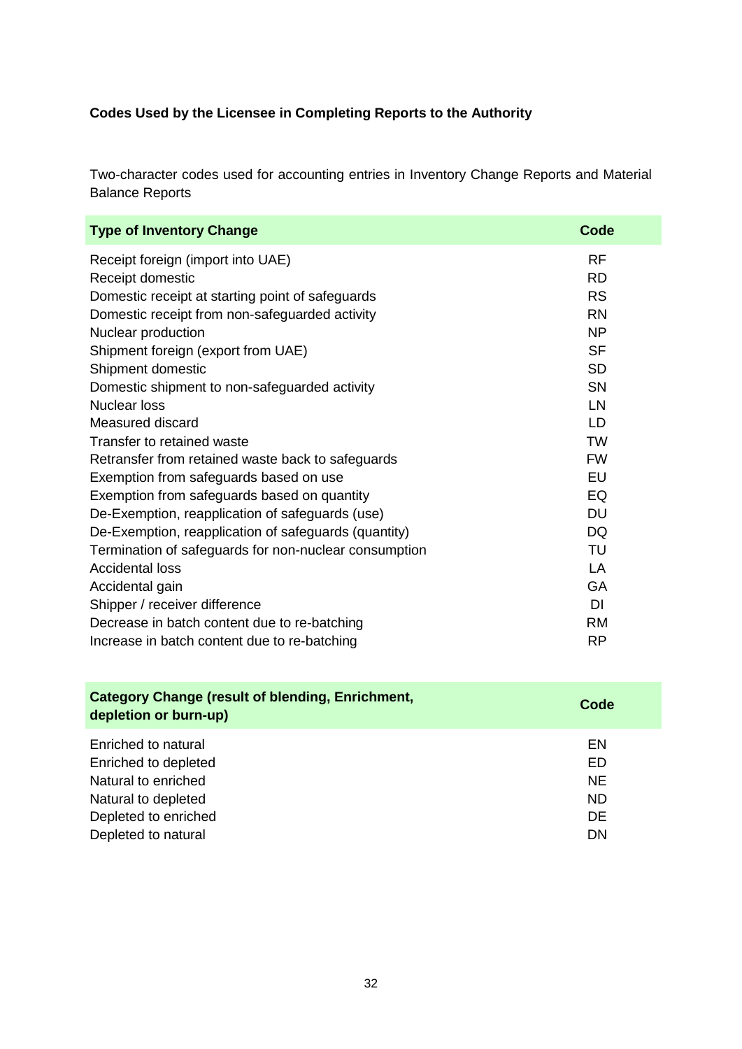**Codes Used by the Licensee in Completing Reports to the Authority**

Two-character codes used for accounting entries in Inventory Change Reports and Material Balance Reports

| Type of Inventory Change | Code |
|---|---|
| Receipt foreign (import into UAE) | RF |
| Receipt domestic | RD |
| Domestic receipt at starting point of safeguards | RS |
| Domestic receipt from non-safeguarded activity | RN |
| Nuclear production | NP |
| Shipment foreign (export from UAE) | SF |
| Shipment domestic | SD |
| Domestic shipment to non-safeguarded activity | SN |
| Nuclear loss | LN |
| Measured discard | LD |
| Transfer to retained waste | TW |
| Retransfer from retained waste back to safeguards | FW |
| Exemption from safeguards based on use | EU |
| Exemption from safeguards based on quantity | EQ |
| De-Exemption, reapplication of safeguards (use) | DU |
| De-Exemption, reapplication of safeguards (quantity) | DQ |
| Termination of safeguards for non-nuclear consumption | TU |
| Accidental loss | LA |
| Accidental gain | GA |
| Shipper / receiver difference | DI |
| Decrease in batch content due to re-batching | RM |
| Increase in batch content due to re-batching | RP |

| Category Change (result of blending, Enrichment, depletion or burn-up) | Code |
|---|---|
| Enriched to natural | EN |
| Enriched to depleted | ED |
| Natural to enriched | NE |
| Natural to depleted | ND |
| Depleted to enriched | DE |
| Depleted to natural | DN |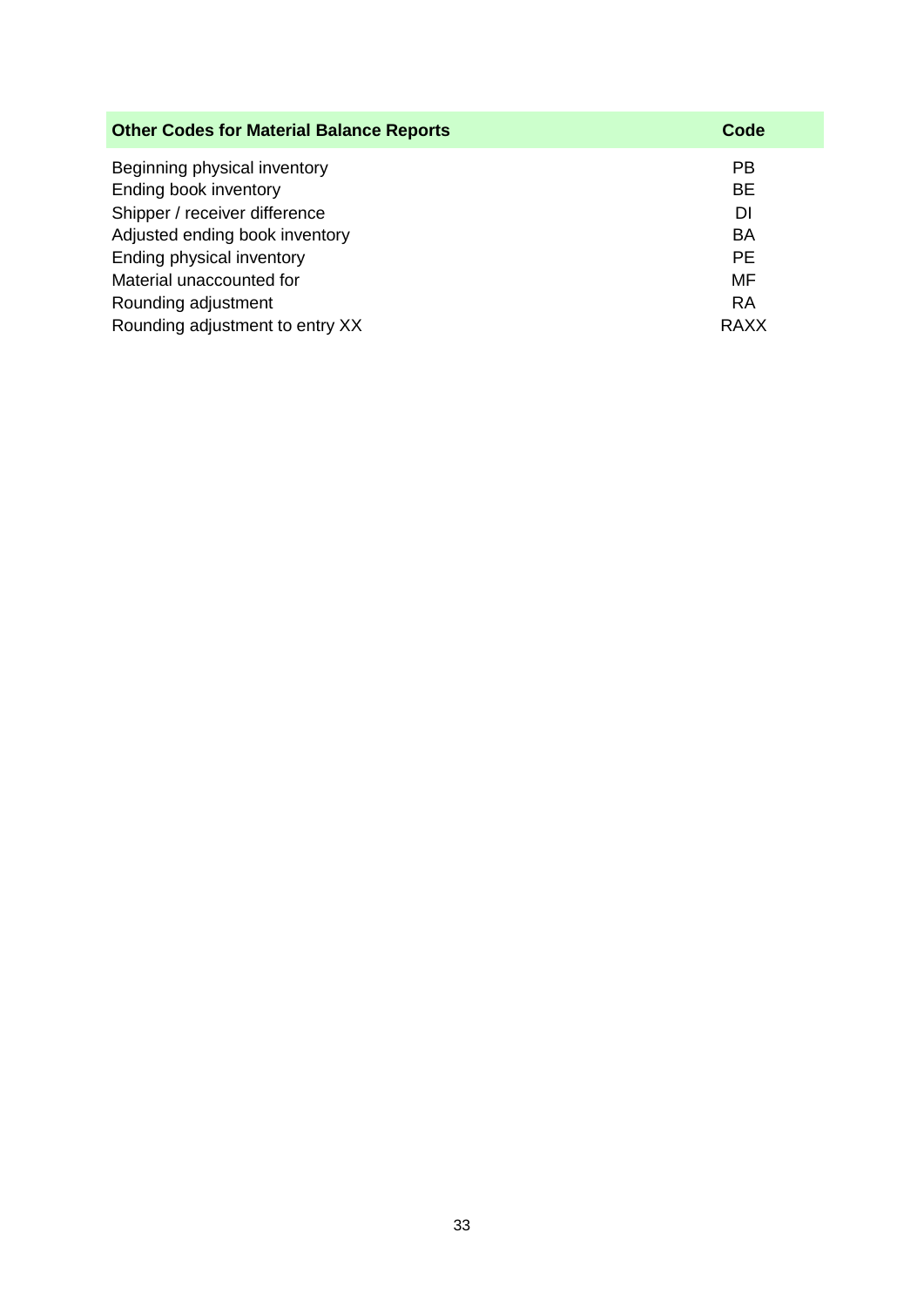| Other Codes for Material Balance Reports | Code |
|---|---|
| Beginning physical inventory | PB |
| Ending book inventory | BE |
| Shipper / receiver difference | DI |
| Adjusted ending book inventory | BA |
| Ending physical inventory | PE |
| Material unaccounted for | MF |
| Rounding adjustment | RA |
| Rounding adjustment to entry XX | RAXX |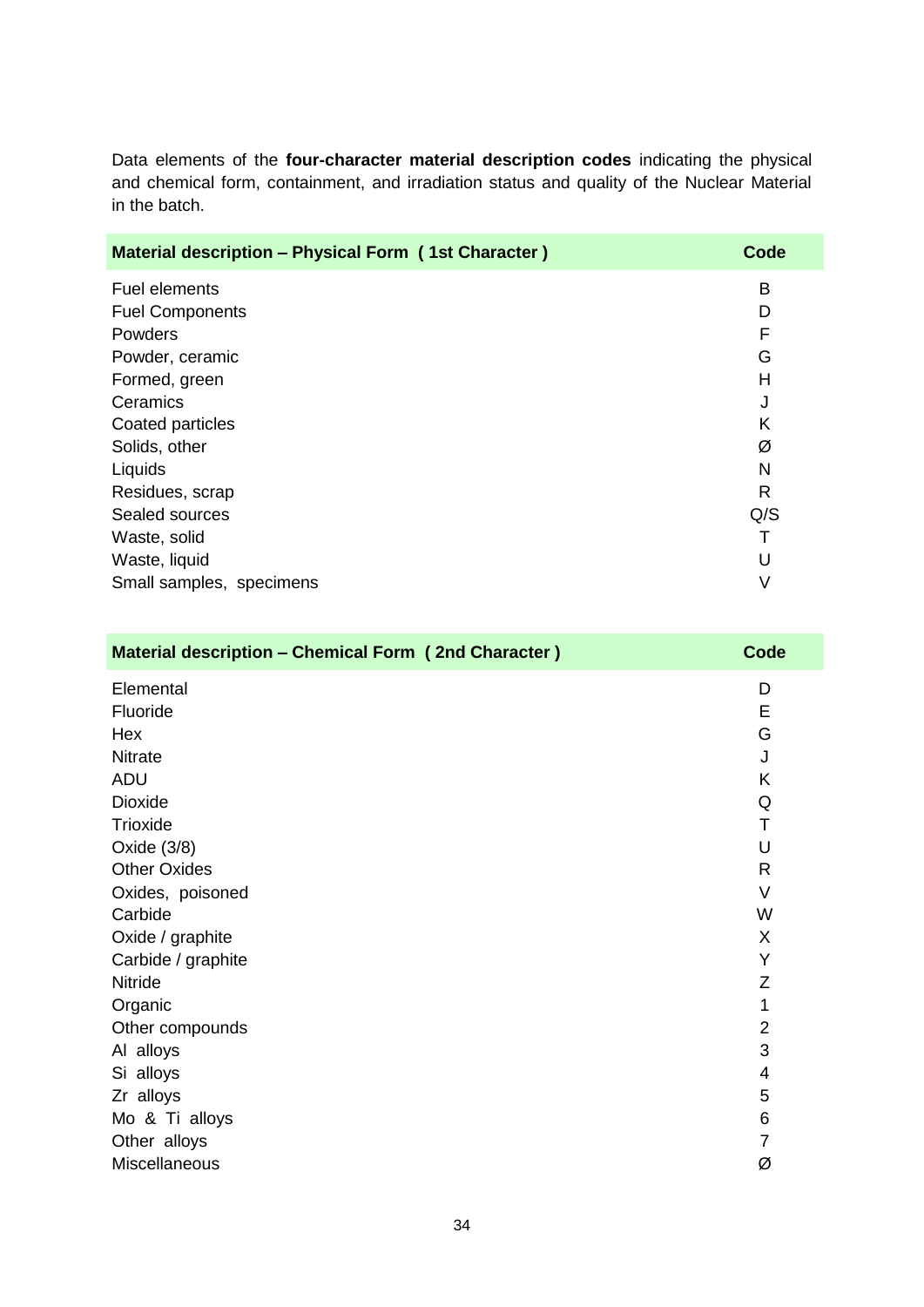Data elements of the **four-character material description codes** indicating the physical and chemical form, containment, and irradiation status and quality of the Nuclear Material in the batch.

| Material description – Physical Form ( 1st Character ) | Code |
|---|---|
| Fuel elements | B |
| Fuel Components | D |
| Powders | F |
| Powder, ceramic | G |
| Formed, green | H |
| Ceramics | J |
| Coated particles | K |
| Solids, other | Ø |
| Liquids | N |
| Residues, scrap | R |
| Sealed sources | Q/S |
| Waste, solid | T |
| Waste, liquid | U |
| Small samples, specimens | V |

| Material description – Chemical Form ( 2nd Character ) | Code |
|---|---|
| Elemental | D |
| Fluoride | E |
| Hex | G |
| Nitrate | J |
| ADU | K |
| Dioxide | Q |
| Trioxide | T |
| Oxide (3/8) | U |
| Other Oxides | R |
| Oxides, poisoned | V |
| Carbide | W |
| Oxide / graphite | X |
| Carbide / graphite | Y |
| Nitride | Z |
| Organic | 1 |
| Other compounds | 2 |
| Al alloys | 3 |
| Si alloys | 4 |
| Zr alloys | 5 |
| Mo & Ti alloys | 6 |
| Other alloys | 7 |
| Miscellaneous | Ø |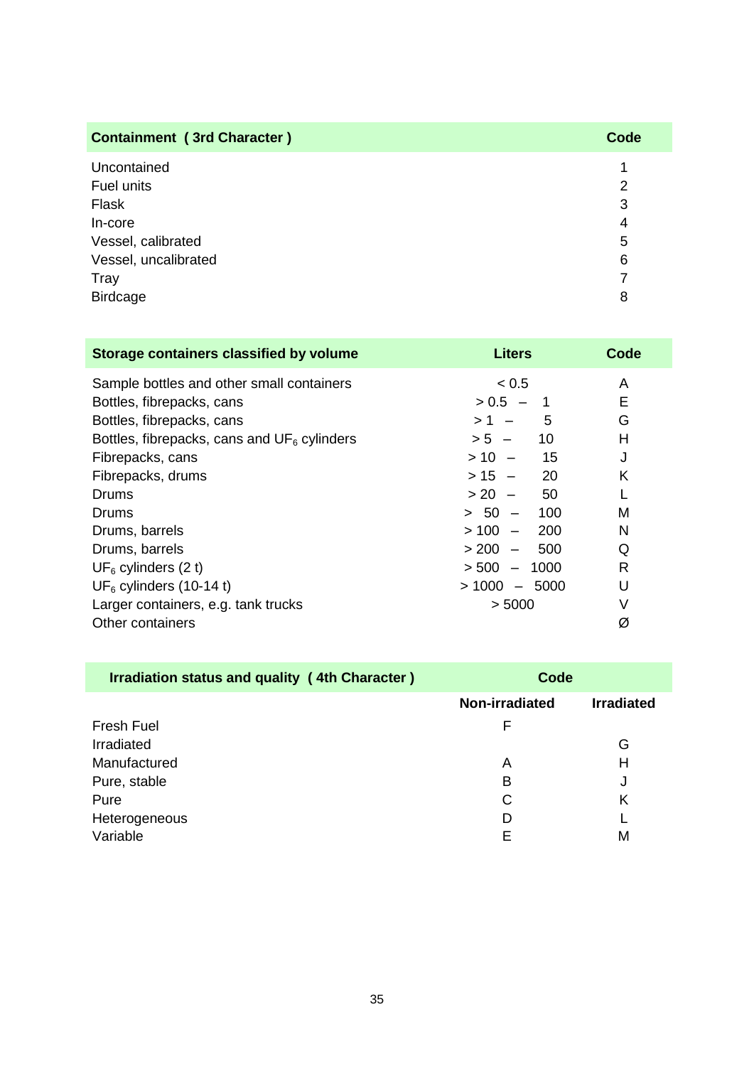| Containment ( 3rd Character ) | Code |
|---|---|
| Uncontained | 1 |
| Fuel units | 2 |
| Flask | 3 |
| In-core | 4 |
| Vessel, calibrated | 5 |
| Vessel, uncalibrated | 6 |
| Tray | 7 |
| Birdcage | 8 |

| Storage containers classified by volume | Liters | Code |
|---|---|---|
| Sample bottles and other small containers | < 0.5 | A |
| Bottles, fibrepacks, cans | > 0.5 – 1 | E |
| Bottles, fibrepacks, cans | > 1 – 5 | G |
| Bottles, fibrepacks, cans and $UF_6$ cylinders | > 5 – 10 | H |
| Fibrepacks, cans | > 10 – 15 | J |
| Fibrepacks, drums | > 15 – 20 | K |
| Drums | > 20 – 50 | L |
| Drums | > 50 – 100 | M |
| Drums, barrels | > 100 – 200 | N |
| Drums, barrels | > 200 – 500 | Q |
| $UF_6$ cylinders (2 t) | > 500 – 1000 | R |
| $UF_6$ cylinders (10-14 t) | > 1000 – 5000 | U |
| Larger containers, e.g. tank trucks | > 5000 | V |
| Other containers | | Ø |

| Irradiation status and quality ( 4th Character ) | Code | |
|---|---|---|
| | Non-irradiated | Irradiated |
| Fresh Fuel | F | |
| Irradiated | | G |
| Manufactured | A | H |
| Pure, stable | B | J |
| Pure | C | K |
| Heterogeneous | D | L |
| Variable | E | M |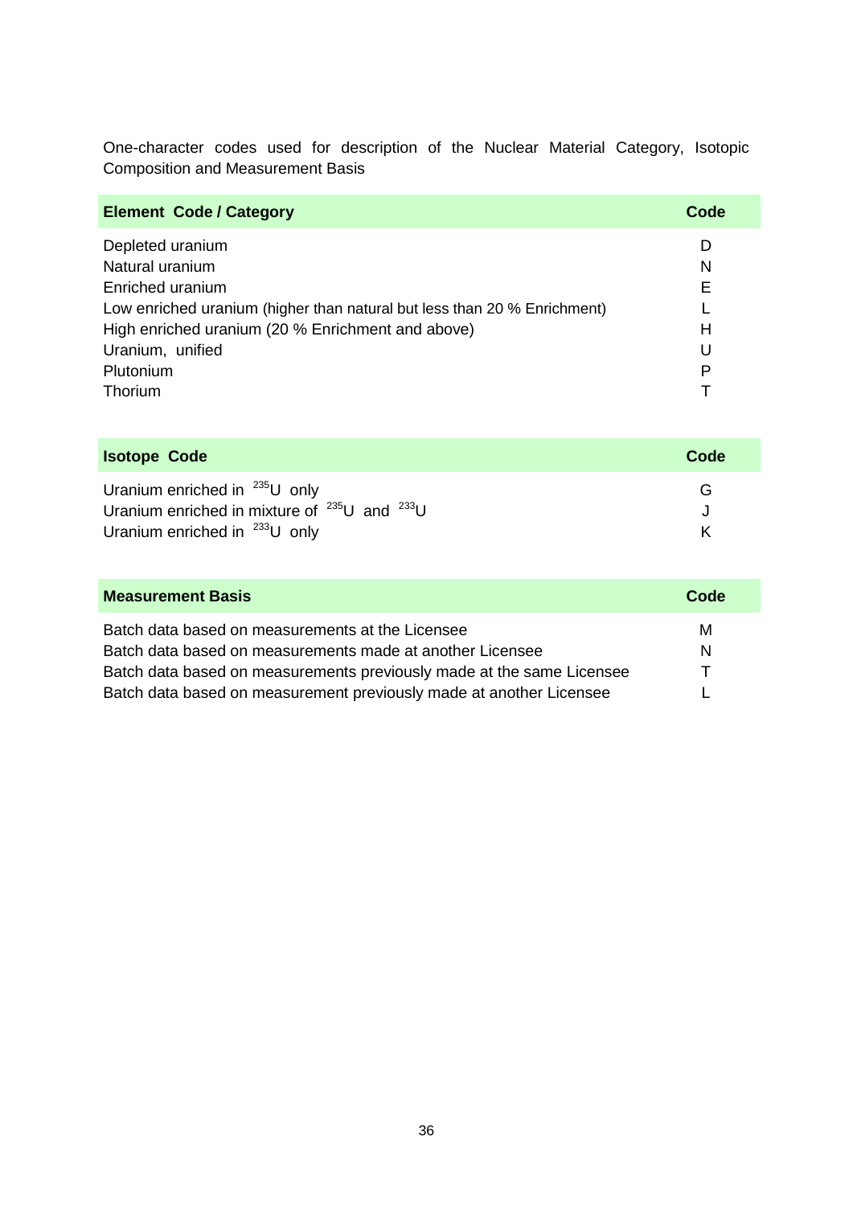One-character codes used for description of the Nuclear Material Category, Isotopic Composition and Measurement Basis

| Element Code / Category | Code |
| --- | --- |
| Depleted uranium | D |
| Natural uranium | N |
| Enriched uranium | E |
| Low enriched uranium (higher than natural but less than 20 % Enrichment) | L |
| High enriched uranium (20 % Enrichment and above) | H |
| Uranium, unified | U |
| Plutonium | P |
| Thorium | T |

| Isotope Code | Code |
| --- | --- |
| Uranium enriched in $^{235}U$ only | G |
| Uranium enriched in mixture of $^{235}U$ and $^{233}U$ | J |
| Uranium enriched in $^{233}U$ only | K |

| Measurement Basis | Code |
| --- | --- |
| Batch data based on measurements at the Licensee | M |
| Batch data based on measurements made at another Licensee | N |
| Batch data based on measurements previously made at the same Licensee | T |
| Batch data based on measurement previously made at another Licensee | L |